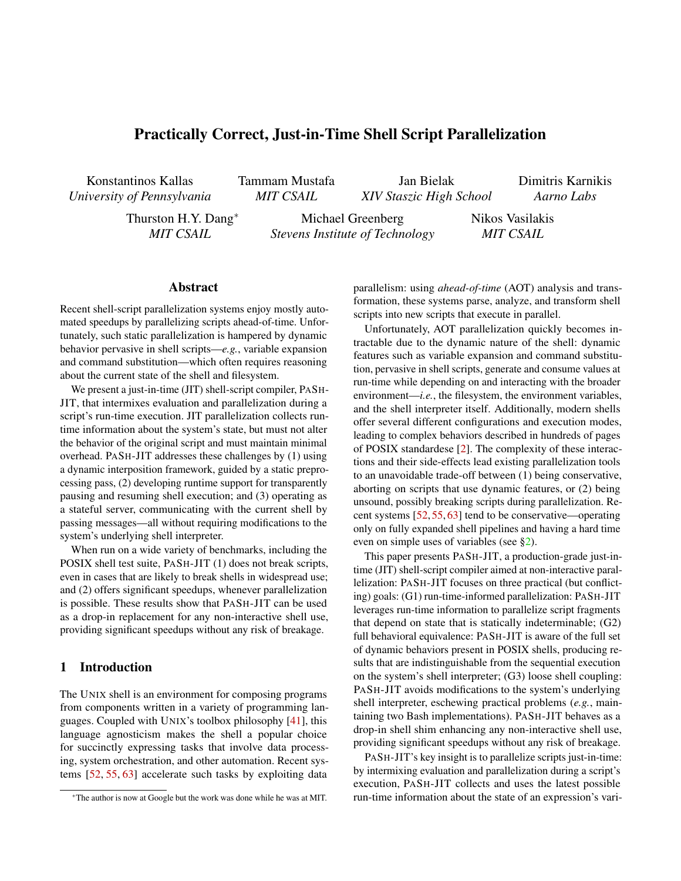# Practically Correct, Just-in-Time Shell Script Parallelization

Konstantinos Kallas, *University of Pennsylvania*
Tammam Mustafa, *MIT CSAIL*
Jan Bielak, *XIV Staszic High School*
Dimitris Karnikis, *Aarno Labs*
Thurston H.Y. Dang*, *MIT CSAIL*
Michael Greenberg, *Stevens Institute of Technology*
Nikos Vasilakis, *MIT CSAIL*

## Abstract

Recent shell-script parallelization systems enjoy mostly automated speedups by parallelizing scripts ahead-of-time. Unfortunately, such static parallelization is hampered by dynamic behavior pervasive in shell scripts—*e.g.*, variable expansion and command substitution—which often requires reasoning about the current state of the shell and filesystem.

We present a just-in-time (JIT) shell-script compiler, PASH-JIT, that intermixes evaluation and parallelization during a script's run-time execution. JIT parallelization collects run-time information about the system's state, but must not alter the behavior of the original script and must maintain minimal overhead. PASH-JIT addresses these challenges by (1) using a dynamic interposition framework, guided by a static preprocessing pass, (2) developing runtime support for transparently pausing and resuming shell execution; and (3) operating as a stateful server, communicating with the current shell by passing messages—all without requiring modifications to the system's underlying shell interpreter.

When run on a wide variety of benchmarks, including the POSIX shell test suite, PASH-JIT (1) does not break scripts, even in cases that are likely to break shells in widespread use; and (2) offers significant speedups, whenever parallelization is possible. These results show that PASH-JIT can be used as a drop-in replacement for any non-interactive shell use, providing significant speedups without any risk of breakage.

## 1 Introduction

The UNIX shell is an environment for composing programs from components written in a variety of programming languages. Coupled with UNIX's toolbox philosophy [41], this language agnosticism makes the shell a popular choice for succinctly expressing tasks that involve data processing, system orchestration, and other automation. Recent systems [52, 55, 63] accelerate such tasks by exploiting data parallelism: using *ahead-of-time* (AOT) analysis and transformation, these systems parse, analyze, and transform shell scripts into new scripts that execute in parallel.

Unfortunately, AOT parallelization quickly becomes intractable due to the dynamic nature of the shell: dynamic features such as variable expansion and command substitution, pervasive in shell scripts, generate and consume values at run-time while depending on and interacting with the broader environment—*i.e.*, the filesystem, the environment variables, and the shell interpreter itself. Additionally, modern shells offer several different configurations and execution modes, leading to complex behaviors described in hundreds of pages of POSIX standardese [2]. The complexity of these interactions and their side-effects lead existing parallelization tools to an unavoidable trade-off between (1) being conservative, aborting on scripts that use dynamic features, or (2) being unsound, possibly breaking scripts during parallelization. Recent systems [52, 55, 63] tend to be conservative—operating only on fully expanded shell pipelines and having a hard time even on simple uses of variables (see §2).

This paper presents PASH-JIT, a production-grade just-in-time (JIT) shell-script compiler aimed at non-interactive parallelization: PASH-JIT focuses on three practical (but conflicting) goals: (G1) run-time-informed parallelization: PASH-JIT leverages run-time information to parallelize script fragments that depend on state that is statically indeterminable; (G2) full behavioral equivalence: PASH-JIT is aware of the full set of dynamic behaviors present in POSIX shells, producing results that are indistinguishable from the sequential execution on the system's shell interpreter; (G3) loose shell coupling: PASH-JIT avoids modifications to the system's underlying shell interpreter, eschewing practical problems (*e.g.*, maintaining two Bash implementations). PASH-JIT behaves as a drop-in shell shim enhancing any non-interactive shell use, providing significant speedups without any risk of breakage.

PASH-JIT's key insight is to parallelize scripts just-in-time: by intermixing evaluation and parallelization during a script's execution, PASH-JIT collects and uses the latest possible run-time information about the state of an expression's vari-

*The author is now at Google but the work was done while he was at MIT.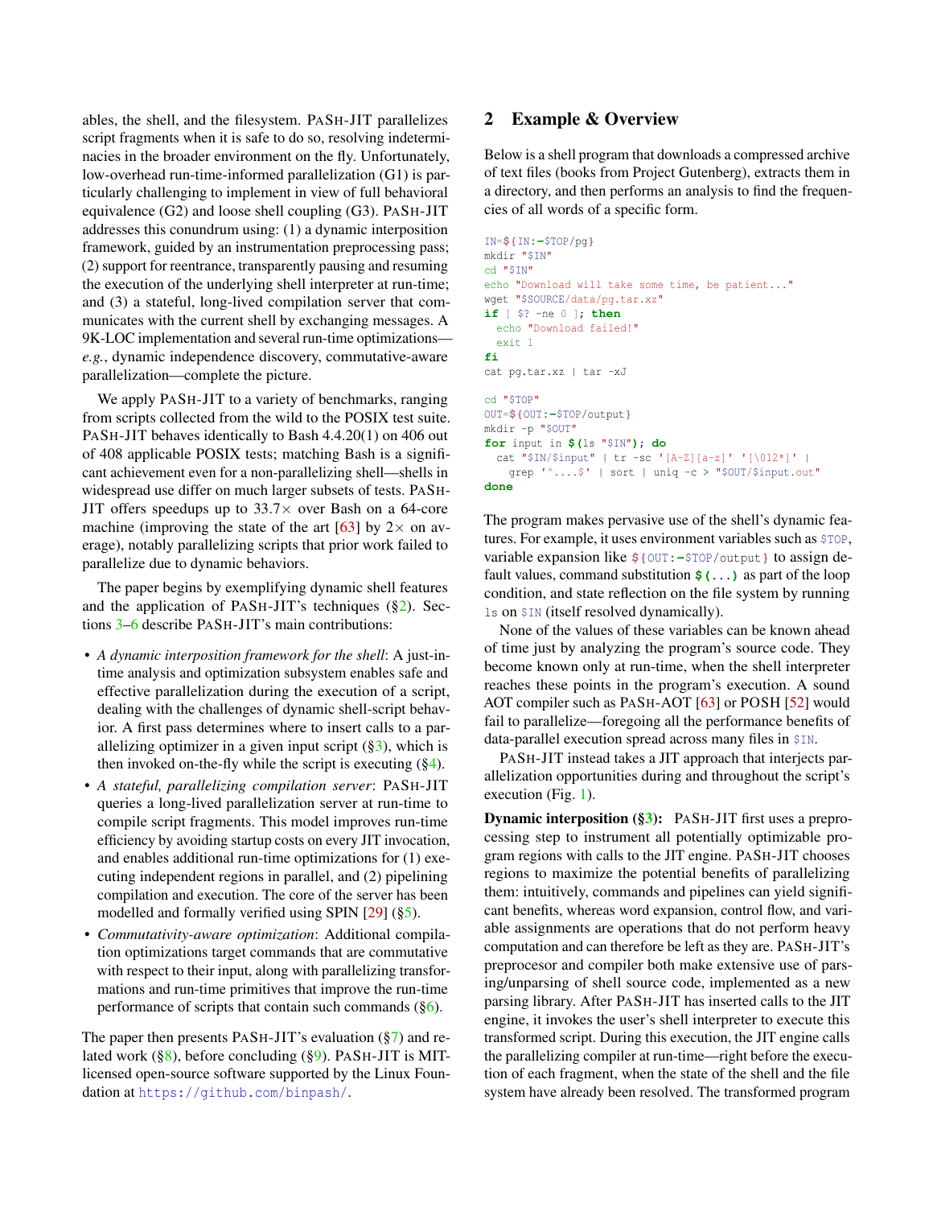ables, the shell, and the filesystem. PaSh-JIT parallelizes script fragments when it is safe to do so, resolving indeterminacies in the broader environment on the fly. Unfortunately, low-overhead run-time-informed parallelization (G1) is particularly challenging to implement in view of full behavioral equivalence (G2) and loose shell coupling (G3). PaSh-JIT addresses this conundrum using: (1) a dynamic interposition framework, guided by an instrumentation preprocessing pass; (2) support for reentrance, transparently pausing and resuming the execution of the underlying shell interpreter at run-time; and (3) a stateful, long-lived compilation server that communicates with the current shell by exchanging messages. A 9K-LOC implementation and several run-time optimizations—*e.g.*, dynamic independence discovery, commutative-aware parallelization—complete the picture.

We apply PaSh-JIT to a variety of benchmarks, ranging from scripts collected from the wild to the POSIX test suite. PaSh-JIT behaves identically to Bash 4.4.20(1) on 406 out of 408 applicable POSIX tests; matching Bash is a significant achievement even for a non-parallelizing shell—shells in widespread use differ on much larger subsets of tests. PaSh-JIT offers speedups up to 33.7× over Bash on a 64-core machine (improving the state of the art [63] by 2× on average), notably parallelizing scripts that prior work failed to parallelize due to dynamic behaviors.

The paper begins by exemplifying dynamic shell features and the application of PaSh-JIT's techniques (§2). Sections 3–6 describe PaSh-JIT's main contributions:

- *A dynamic interposition framework for the shell*: A just-in-time analysis and optimization subsystem enables safe and effective parallelization during the execution of a script, dealing with the challenges of dynamic shell-script behavior. A first pass determines where to insert calls to a parallelizing optimizer in a given input script (§3), which is then invoked on-the-fly while the script is executing (§4).
- *A stateful, parallelizing compilation server*: PaSh-JIT queries a long-lived parallelization server at run-time to compile script fragments. This model improves run-time efficiency by avoiding startup costs on every JIT invocation, and enables additional run-time optimizations for (1) executing independent regions in parallel, and (2) pipelining compilation and execution. The core of the server has been modelled and formally verified using SPIN [29] (§5).
- *Commutativity-aware optimization*: Additional compilation optimizations target commands that are commutative with respect to their input, along with parallelizing transformations and run-time primitives that improve the run-time performance of scripts that contain such commands (§6).

The paper then presents PaSh-JIT's evaluation (§7) and related work (§8), before concluding (§9). PaSh-JIT is MIT-licensed open-source software supported by the Linux Foundation at https://github.com/binpash/.

## 2 Example & Overview

Below is a shell program that downloads a compressed archive of text files (books from Project Gutenberg), extracts them in a directory, and then performs an analysis to find the frequencies of all words of a specific form.

```
IN=${IN:-$TOP/pg}
mkdir "$IN"
cd "$IN"
echo "Download will take some time, be patient..."
wget "$SOURCE/data/pg.tar.xz"
if [ $? -ne 0 ]; then
  echo "Download failed!"
  exit 1
fi
cat pg.tar.xz | tar -xJ

cd "$TOP"
OUT=${OUT:-$TOP/output}
mkdir -p "$OUT"
for input in $(ls "$IN"); do
  cat "$IN/$input" | tr -sc '[A-Z][a-z]' '[\012*]' |
    grep '^....$' | sort | uniq -c > "$OUT/$input.out"
done
```

The program makes pervasive use of the shell's dynamic features. For example, it uses environment variables such as `$TOP`, variable expansion like `${OUT:-$TOP/output}` to assign default values, command substitution `$(...)` as part of the loop condition, and state reflection on the file system by running `ls` on `$IN` (itself resolved dynamically).

None of the values of these variables can be known ahead of time just by analyzing the program's source code. They become known only at run-time, when the shell interpreter reaches these points in the program's execution. A sound AOT compiler such as PaSh-AOT [63] or POSH [52] would fail to parallelize—foregoing all the performance benefits of data-parallel execution spread across many files in `$IN`.

PaSh-JIT instead takes a JIT approach that interjects parallelization opportunities during and throughout the script's execution (Fig. 1).

**Dynamic interposition (§3):** PaSh-JIT first uses a preprocessing step to instrument all potentially optimizable program regions with calls to the JIT engine. PaSh-JIT chooses regions to maximize the potential benefits of parallelizing them: intuitively, commands and pipelines can yield significant benefits, whereas word expansion, control flow, and variable assignments are operations that do not perform heavy computation and can therefore be left as they are. PaSh-JIT's preprocesor and compiler both make extensive use of parsing/unparsing of shell source code, implemented as a new parsing library. After PaSh-JIT has inserted calls to the JIT engine, it invokes the user's shell interpreter to execute this transformed script. During this execution, the JIT engine calls the parallelizing compiler at run-time—right before the execution of each fragment, when the state of the shell and the file system have already been resolved. The transformed program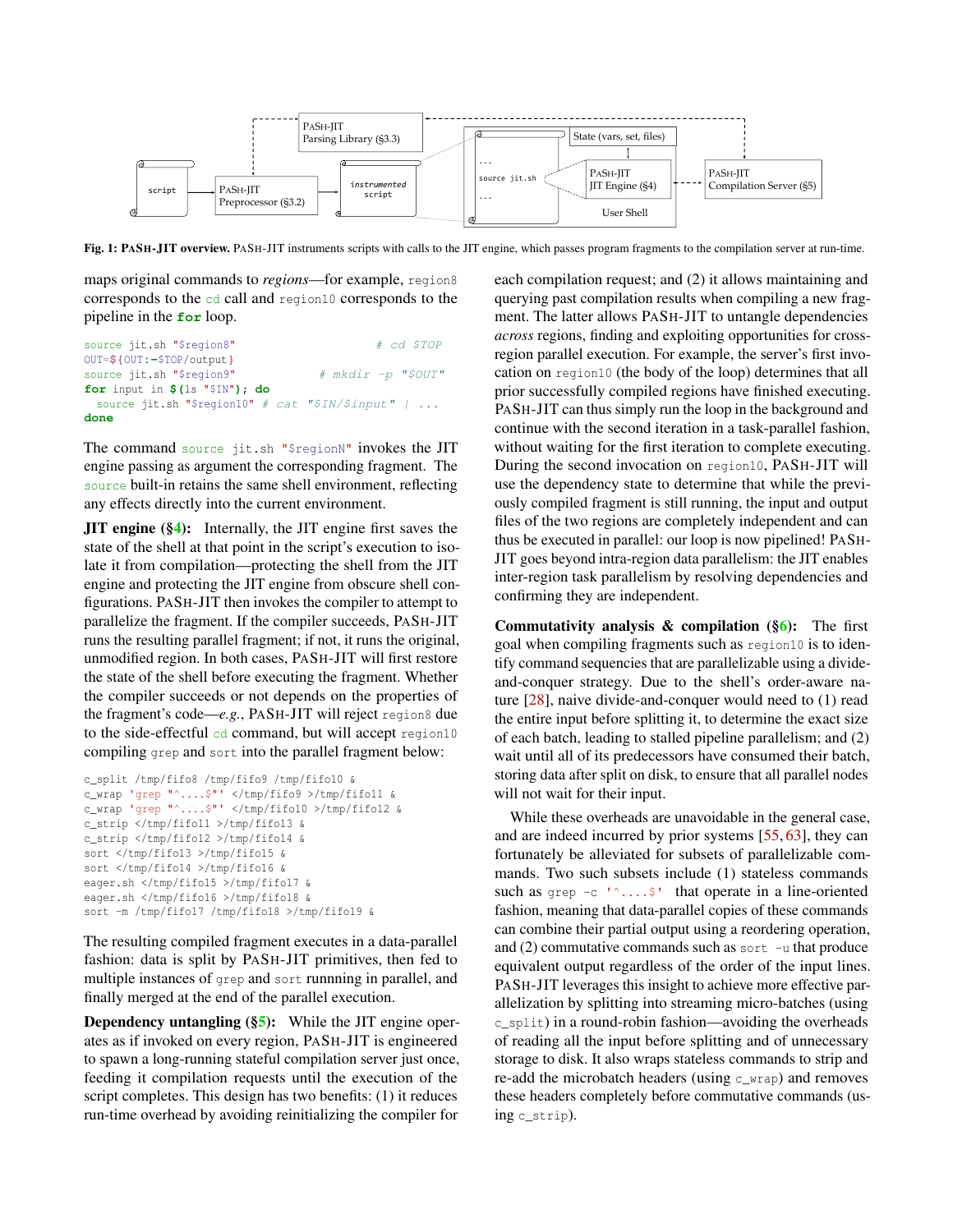Fig. 1: **PaSh-JIT overview.** PaSh-JIT instruments scripts with calls to the JIT engine, which passes program fragments to the compilation server at run-time.

maps original commands to *regions*—for example, region8 corresponds to the cd call and region10 corresponds to the pipeline in the **for** loop.

```
source jit.sh "$region8"                      # cd $TOP
OUT=${OUT:-$TOP/output}
source jit.sh "$region9"                 # mkdir -p "$OUT"
for input in $(ls "$IN"); do
  source jit.sh "$region10" # cat "$IN/$input" | ...
done
```

The command source jit.sh "$regionN" invokes the JIT engine passing as argument the corresponding fragment. The source built-in retains the same shell environment, reflecting any effects directly into the current environment.

**JIT engine (§4):** Internally, the JIT engine first saves the state of the shell at that point in the script's execution to isolate it from compilation—protecting the shell from the JIT engine and protecting the JIT engine from obscure shell configurations. PaSh-JIT then invokes the compiler to attempt to parallelize the fragment. If the compiler succeeds, PaSh-JIT runs the resulting parallel fragment; if not, it runs the original, unmodified region. In both cases, PaSh-JIT will first restore the state of the shell before executing the fragment. Whether the compiler succeeds or not depends on the properties of the fragment's code—*e.g.*, PaSh-JIT will reject region8 due to the side-effectful cd command, but will accept region10 compiling grep and sort into the parallel fragment below:

```
c_split /tmp/fifo8 /tmp/fifo9 /tmp/fifo10 &
c_wrap 'grep "^....$"' </tmp/fifo9 >/tmp/fifo11 &
c_wrap 'grep "^....$"' </tmp/fifo10 >/tmp/fifo12 &
c_strip </tmp/fifo11 >/tmp/fifo13 &
c_strip </tmp/fifo12 >/tmp/fifo14 &
sort </tmp/fifo13 >/tmp/fifo15 &
sort </tmp/fifo14 >/tmp/fifo16 &
eager.sh </tmp/fifo15 >/tmp/fifo17 &
eager.sh </tmp/fifo16 >/tmp/fifo18 &
sort -m /tmp/fifo17 /tmp/fifo18 >/tmp/fifo19 &
```

The resulting compiled fragment executes in a data-parallel fashion: data is split by PaSh-JIT primitives, then fed to multiple instances of grep and sort runnning in parallel, and finally merged at the end of the parallel execution.

**Dependency untangling (§5):** While the JIT engine operates as if invoked on every region, PaSh-JIT is engineered to spawn a long-running stateful compilation server just once, feeding it compilation requests until the execution of the script completes. This design has two benefits: (1) it reduces run-time overhead by avoiding reinitializing the compiler for each compilation request; and (2) it allows maintaining and querying past compilation results when compiling a new fragment. The latter allows PaSh-JIT to untangle dependencies *across* regions, finding and exploiting opportunities for cross-region parallel execution. For example, the server's first invocation on region10 (the body of the loop) determines that all prior successfully compiled regions have finished executing. PaSh-JIT can thus simply run the loop in the background and continue with the second iteration in a task-parallel fashion, without waiting for the first iteration to complete executing. During the second invocation on region10, PaSh-JIT will use the dependency state to determine that while the previously compiled fragment is still running, the input and output files of the two regions are completely independent and can thus be executed in parallel: our loop is now pipelined! PaSh-JIT goes beyond intra-region data parallelism: the JIT enables inter-region task parallelism by resolving dependencies and confirming they are independent.

**Commutativity analysis & compilation (§6):** The first goal when compiling fragments such as region10 is to identify command sequencies that are parallelizable using a divide-and-conquer strategy. Due to the shell's order-aware nature [28], naive divide-and-conquer would need to (1) read the entire input before splitting it, to determine the exact size of each batch, leading to stalled pipeline parallelism; and (2) wait until all of its predecessors have consumed their batch, storing data after split on disk, to ensure that all parallel nodes will not wait for their input.

While these overheads are unavoidable in the general case, and are indeed incurred by prior systems [55, 63], they can fortunately be alleviated for subsets of parallelizable commands. Two such subsets include (1) stateless commands such as grep -c '^....$' that operate in a line-oriented fashion, meaning that data-parallel copies of these commands can combine their partial output using a reordering operation, and (2) commutative commands such as sort -u that produce equivalent output regardless of the order of the input lines. PaSh-JIT leverages this insight to achieve more effective parallelization by splitting into streaming micro-batches (using c_split) in a round-robin fashion—avoiding the overheads of reading all the input before splitting and of unnecessary storage to disk. It also wraps stateless commands to strip and re-add the microbatch headers (using c_wrap) and removes these headers completely before commutative commands (using c_strip).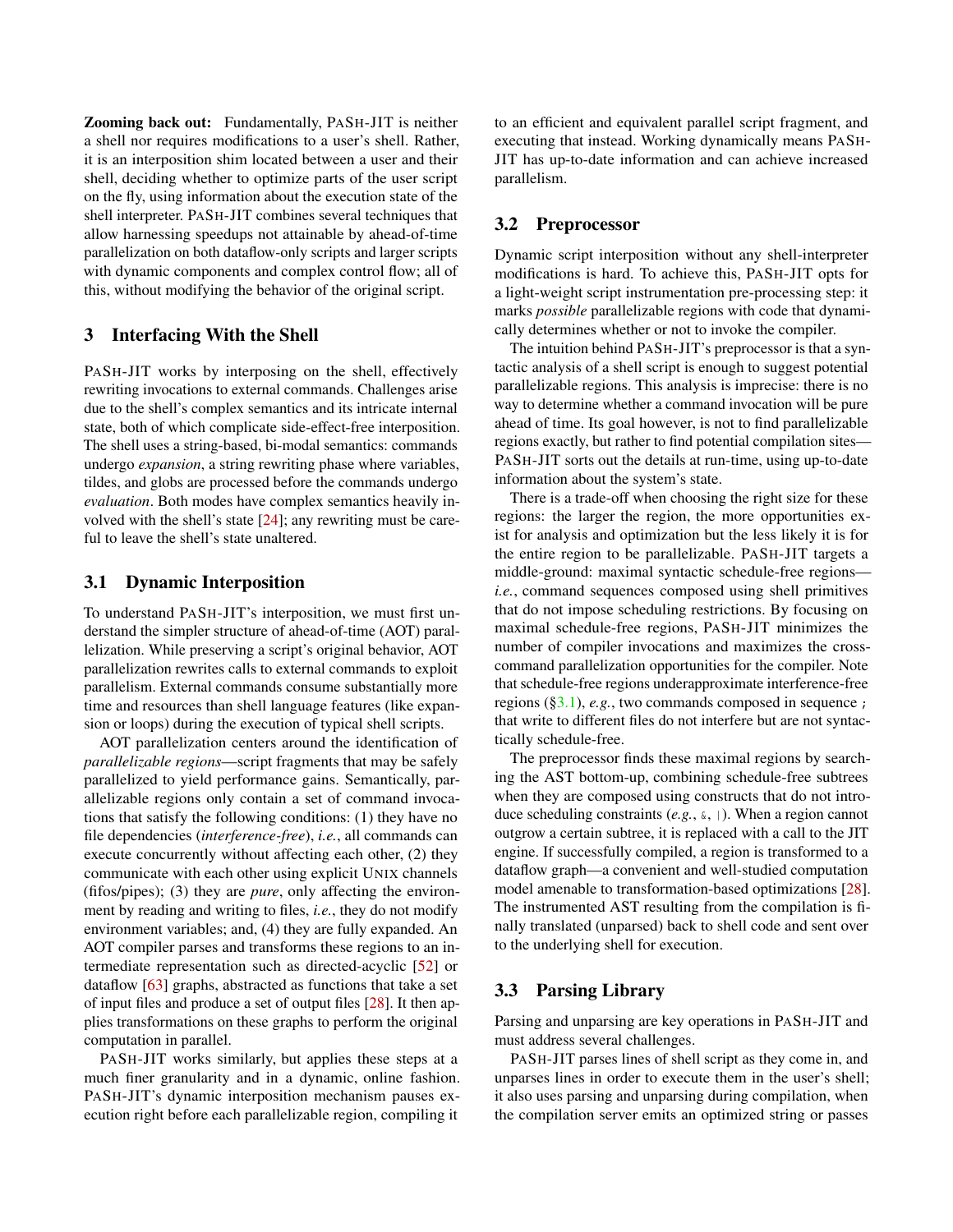**Zooming back out:** Fundamentally, PASH-JIT is neither a shell nor requires modifications to a user's shell. Rather, it is an interposition shim located between a user and their shell, deciding whether to optimize parts of the user script on the fly, using information about the execution state of the shell interpreter. PASH-JIT combines several techniques that allow harnessing speedups not attainable by ahead-of-time parallelization on both dataflow-only scripts and larger scripts with dynamic components and complex control flow; all of this, without modifying the behavior of the original script.

## 3 Interfacing With the Shell

PASH-JIT works by interposing on the shell, effectively rewriting invocations to external commands. Challenges arise due to the shell's complex semantics and its intricate internal state, both of which complicate side-effect-free interposition. The shell uses a string-based, bi-modal semantics: commands undergo *expansion*, a string rewriting phase where variables, tildes, and globs are processed before the commands undergo *evaluation*. Both modes have complex semantics heavily involved with the shell's state [24]; any rewriting must be careful to leave the shell's state unaltered.

### 3.1 Dynamic Interposition

To understand PASH-JIT's interposition, we must first understand the simpler structure of ahead-of-time (AOT) parallelization. While preserving a script's original behavior, AOT parallelization rewrites calls to external commands to exploit parallelism. External commands consume substantially more time and resources than shell language features (like expansion or loops) during the execution of typical shell scripts.

AOT parallelization centers around the identification of *parallelizable regions*—script fragments that may be safely parallelized to yield performance gains. Semantically, parallelizable regions only contain a set of command invocations that satisfy the following conditions: (1) they have no file dependencies (*interference-free*), *i.e.*, all commands can execute concurrently without affecting each other, (2) they communicate with each other using explicit UNIX channels (fifos/pipes); (3) they are *pure*, only affecting the environment by reading and writing to files, *i.e.*, they do not modify environment variables; and, (4) they are fully expanded. An AOT compiler parses and transforms these regions to an intermediate representation such as directed-acyclic [52] or dataflow [63] graphs, abstracted as functions that take a set of input files and produce a set of output files [28]. It then applies transformations on these graphs to perform the original computation in parallel.

PASH-JIT works similarly, but applies these steps at a much finer granularity and in a dynamic, online fashion. PASH-JIT's dynamic interposition mechanism pauses execution right before each parallelizable region, compiling it to an efficient and equivalent parallel script fragment, and executing that instead. Working dynamically means PASH-JIT has up-to-date information and can achieve increased parallelism.

### 3.2 Preprocessor

Dynamic script interposition without any shell-interpreter modifications is hard. To achieve this, PASH-JIT opts for a light-weight script instrumentation pre-processing step: it marks *possible* parallelizable regions with code that dynamically determines whether or not to invoke the compiler.

The intuition behind PASH-JIT's preprocessor is that a syntactic analysis of a shell script is enough to suggest potential parallelizable regions. This analysis is imprecise: there is no way to determine whether a command invocation will be pure ahead of time. Its goal however, is not to find parallelizable regions exactly, but rather to find potential compilation sites—PASH-JIT sorts out the details at run-time, using up-to-date information about the system's state.

There is a trade-off when choosing the right size for these regions: the larger the region, the more opportunities exist for analysis and optimization but the less likely it is for the entire region to be parallelizable. PASH-JIT targets a middle-ground: maximal syntactic schedule-free regions—*i.e.*, command sequences composed using shell primitives that do not impose scheduling restrictions. By focusing on maximal schedule-free regions, PASH-JIT minimizes the number of compiler invocations and maximizes the cross-command parallelization opportunities for the compiler. Note that schedule-free regions underapproximate interference-free regions (§3.1), *e.g.*, two commands composed in sequence `;` that write to different files do not interfere but are not syntactically schedule-free.

The preprocessor finds these maximal regions by searching the AST bottom-up, combining schedule-free subtrees when they are composed using constructs that do not introduce scheduling constraints (*e.g.*, `&`, `|`). When a region cannot outgrow a certain subtree, it is replaced with a call to the JIT engine. If successfully compiled, a region is transformed to a dataflow graph—a convenient and well-studied computation model amenable to transformation-based optimizations [28]. The instrumented AST resulting from the compilation is finally translated (unparsed) back to shell code and sent over to the underlying shell for execution.

### 3.3 Parsing Library

Parsing and unparsing are key operations in PASH-JIT and must address several challenges.

PASH-JIT parses lines of shell script as they come in, and unparses lines in order to execute them in the user's shell; it also uses parsing and unparsing during compilation, when the compilation server emits an optimized string or passes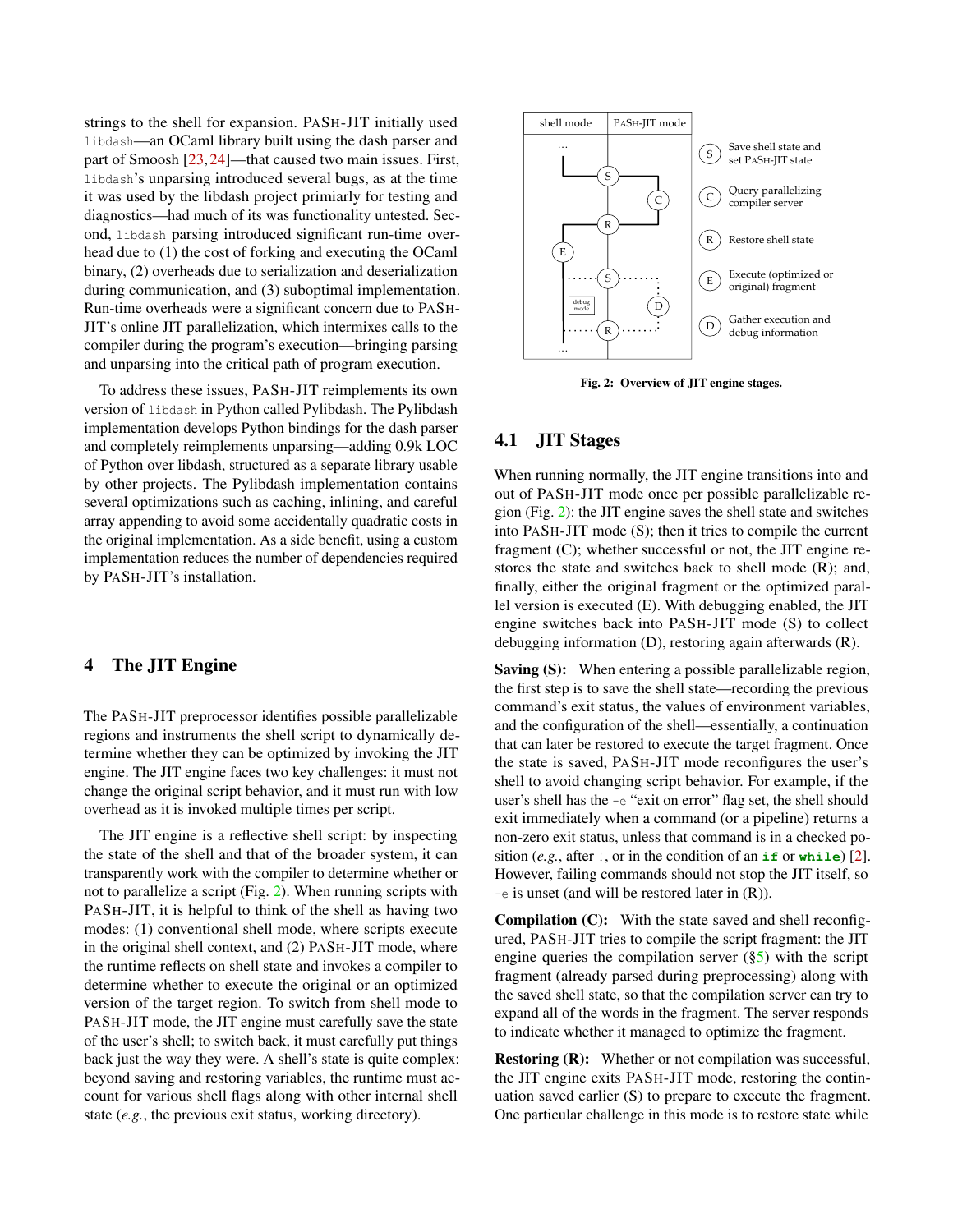strings to the shell for expansion. PASH-JIT initially used libdash—an OCaml library built using the dash parser and part of Smoosh [23, 24]—that caused two main issues. First, libdash's unparsing introduced several bugs, as at the time it was used by the libdash project primiarly for testing and diagnostics—had much of its was functionality untested. Second, libdash parsing introduced significant run-time overhead due to (1) the cost of forking and executing the OCaml binary, (2) overheads due to serialization and deserialization during communication, and (3) suboptimal implementation. Run-time overheads were a significant concern due to PASH-JIT's online JIT parallelization, which intermixes calls to the compiler during the program's execution—bringing parsing and unparsing into the critical path of program execution.

To address these issues, PASH-JIT reimplements its own version of libdash in Python called Pylibdash. The Pylibdash implementation develops Python bindings for the dash parser and completely reimplements unparsing—adding 0.9k LOC of Python over libdash, structured as a separate library usable by other projects. The Pylibdash implementation contains several optimizations such as caching, inlining, and careful array appending to avoid some accidentally quadratic costs in the original implementation. As a side benefit, using a custom implementation reduces the number of dependencies required by PASH-JIT's installation.

## 4 The JIT Engine

The PASH-JIT preprocessor identifies possible parallelizable regions and instruments the shell script to dynamically determine whether they can be optimized by invoking the JIT engine. The JIT engine faces two key challenges: it must not change the original script behavior, and it must run with low overhead as it is invoked multiple times per script.

The JIT engine is a reflective shell script: by inspecting the state of the shell and that of the broader system, it can transparently work with the compiler to determine whether or not to parallelize a script (Fig. 2). When running scripts with PASH-JIT, it is helpful to think of the shell as having two modes: (1) conventional shell mode, where scripts execute in the original shell context, and (2) PASH-JIT mode, where the runtime reflects on shell state and invokes a compiler to determine whether to execute the original or an optimized version of the target region. To switch from shell mode to PASH-JIT mode, the JIT engine must carefully save the state of the user's shell; to switch back, it must carefully put things back just the way they were. A shell's state is quite complex: beyond saving and restoring variables, the runtime must account for various shell flags along with other internal shell state (*e.g.*, the previous exit status, working directory).

| shell mode | PASH-JIT mode |
|---|---|

- (S) Save shell state and set PASH-JIT state
- (C) Query parallelizing compiler server
- (R) Restore shell state
- (E) Execute (optimized or original) fragment
- (D) Gather execution and debug information

**Fig. 2: Overview of JIT engine stages.**

### 4.1 JIT Stages

When running normally, the JIT engine transitions into and out of PASH-JIT mode once per possible parallelizable region (Fig. 2): the JIT engine saves the shell state and switches into PASH-JIT mode (S); then it tries to compile the current fragment (C); whether successful or not, the JIT engine restores the state and switches back to shell mode (R); and, finally, either the original fragment or the optimized parallel version is executed (E). With debugging enabled, the JIT engine switches back into PASH-JIT mode (S) to collect debugging information (D), restoring again afterwards (R).

**Saving (S):** When entering a possible parallelizable region, the first step is to save the shell state—recording the previous command's exit status, the values of environment variables, and the configuration of the shell—essentially, a continuation that can later be restored to execute the target fragment. Once the state is saved, PASH-JIT mode reconfigures the user's shell to avoid changing script behavior. For example, if the user's shell has the -e "exit on error" flag set, the shell should exit immediately when a command (or a pipeline) returns a non-zero exit status, unless that command is in a checked position (*e.g.*, after !, or in the condition of an **if** or **while**) [2]. However, failing commands should not stop the JIT itself, so -e is unset (and will be restored later in (R)).

**Compilation (C):** With the state saved and shell reconfigured, PASH-JIT tries to compile the script fragment: the JIT engine queries the compilation server (§5) with the script fragment (already parsed during preprocessing) along with the saved shell state, so that the compilation server can try to expand all of the words in the fragment. The server responds to indicate whether it managed to optimize the fragment.

**Restoring (R):** Whether or not compilation was successful, the JIT engine exits PASH-JIT mode, restoring the continuation saved earlier (S) to prepare to execute the fragment. One particular challenge in this mode is to restore state while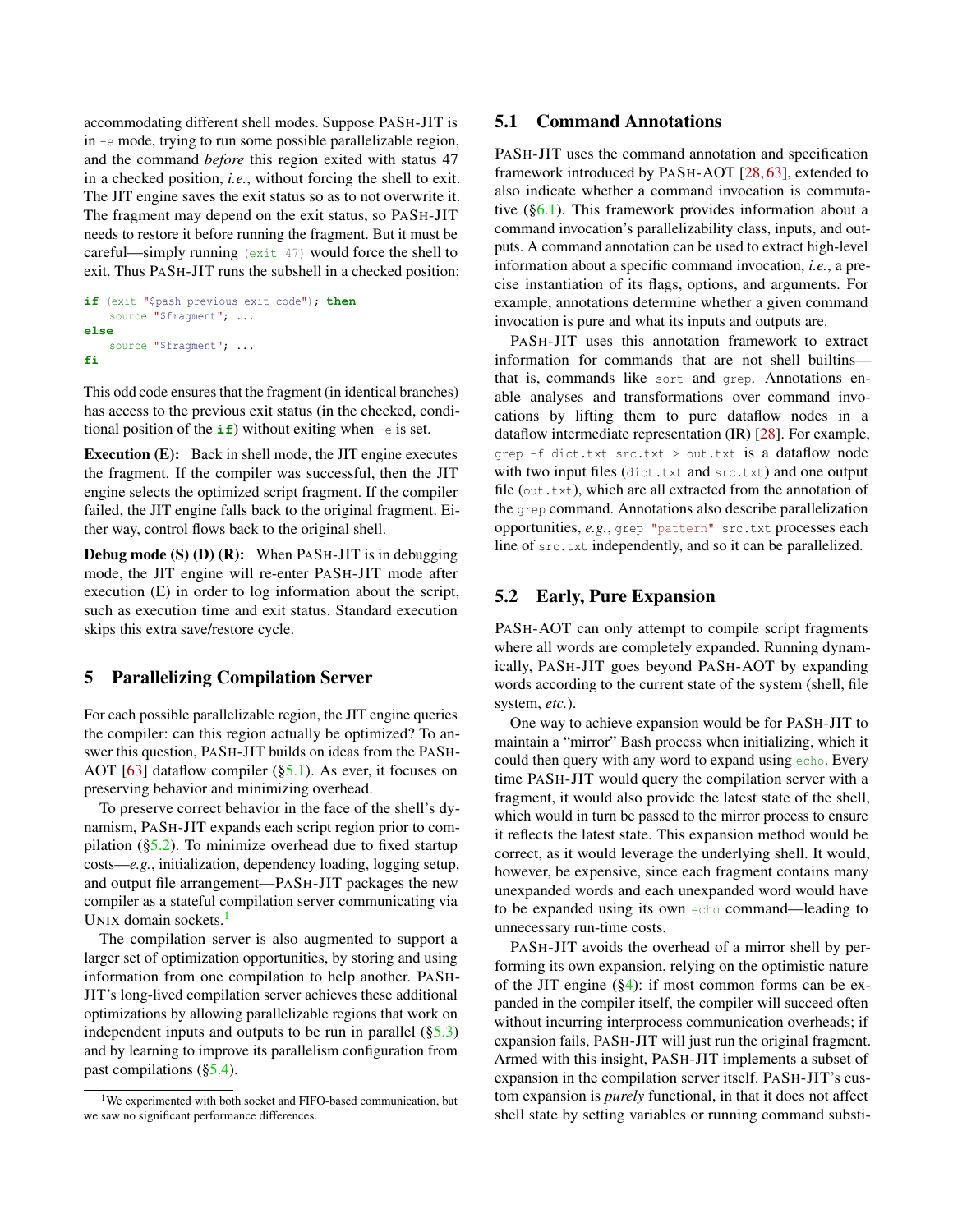accommodating different shell modes. Suppose PASH-JIT is in `-e` mode, trying to run some possible parallelizable region, and the command *before* this region exited with status 47 in a checked position, *i.e.*, without forcing the shell to exit. The JIT engine saves the exit status so as to not overwrite it. The fragment may depend on the exit status, so PASH-JIT needs to restore it before running the fragment. But it must be careful—simply running `(exit 47)` would force the shell to exit. Thus PASH-JIT runs the subshell in a checked position:

```
if (exit "$pash_previous_exit_code"); then
    source "$fragment"; ...
else
    source "$fragment"; ...
fi
```

This odd code ensures that the fragment (in identical branches) has access to the previous exit status (in the checked, conditional position of the **if**) without exiting when `-e` is set.

**Execution (E):** Back in shell mode, the JIT engine executes the fragment. If the compiler was successful, then the JIT engine selects the optimized script fragment. If the compiler failed, the JIT engine falls back to the original fragment. Either way, control flows back to the original shell.

**Debug mode (S) (D) (R):** When PASH-JIT is in debugging mode, the JIT engine will re-enter PASH-JIT mode after execution (E) in order to log information about the script, such as execution time and exit status. Standard execution skips this extra save/restore cycle.

## 5 Parallelizing Compilation Server

For each possible parallelizable region, the JIT engine queries the compiler: can this region actually be optimized? To answer this question, PASH-JIT builds on ideas from the PASH-AOT [63] dataflow compiler (§5.1). As ever, it focuses on preserving behavior and minimizing overhead.

To preserve correct behavior in the face of the shell's dynamism, PASH-JIT expands each script region prior to compilation (§5.2). To minimize overhead due to fixed startup costs—*e.g.*, initialization, dependency loading, logging setup, and output file arrangement—PASH-JIT packages the new compiler as a stateful compilation server communicating via UNIX domain sockets.[1]

The compilation server is also augmented to support a larger set of optimization opportunities, by storing and using information from one compilation to help another. PASH-JIT's long-lived compilation server achieves these additional optimizations by allowing parallelizable regions that work on independent inputs and outputs to be run in parallel (§5.3) and by learning to improve its parallelism configuration from past compilations (§5.4).

[1] We experimented with both socket and FIFO-based communication, but we saw no significant performance differences.

### 5.1 Command Annotations

PASH-JIT uses the command annotation and specification framework introduced by PASH-AOT [28, 63], extended to also indicate whether a command invocation is commutative (§6.1). This framework provides information about a command invocation's parallelizability class, inputs, and outputs. A command annotation can be used to extract high-level information about a specific command invocation, *i.e.*, a precise instantiation of its flags, options, and arguments. For example, annotations determine whether a given command invocation is pure and what its inputs and outputs are.

PASH-JIT uses this annotation framework to extract information for commands that are not shell builtins—that is, commands like `sort` and `grep`. Annotations enable analyses and transformations over command invocations by lifting them to pure dataflow nodes in a dataflow intermediate representation (IR) [28]. For example, `grep -f dict.txt src.txt > out.txt` is a dataflow node with two input files (`dict.txt` and `src.txt`) and one output file (`out.txt`), which are all extracted from the annotation of the `grep` command. Annotations also describe parallelization opportunities, *e.g.*, `grep "pattern" src.txt` processes each line of `src.txt` independently, and so it can be parallelized.

### 5.2 Early, Pure Expansion

PASH-AOT can only attempt to compile script fragments where all words are completely expanded. Running dynamically, PASH-JIT goes beyond PASH-AOT by expanding words according to the current state of the system (shell, file system, *etc.*).

One way to achieve expansion would be for PASH-JIT to maintain a "mirror" Bash process when initializing, which it could then query with any word to expand using `echo`. Every time PASH-JIT would query the compilation server with a fragment, it would also provide the latest state of the shell, which would in turn be passed to the mirror process to ensure it reflects the latest state. This expansion method would be correct, as it would leverage the underlying shell. It would, however, be expensive, since each fragment contains many unexpanded words and each unexpanded word would have to be expanded using its own `echo` command—leading to unnecessary run-time costs.

PASH-JIT avoids the overhead of a mirror shell by performing its own expansion, relying on the optimistic nature of the JIT engine (§4): if most common forms can be expanded in the compiler itself, the compiler will succeed often without incurring interprocess communication overheads; if expansion fails, PASH-JIT will just run the original fragment. Armed with this insight, PASH-JIT implements a subset of expansion in the compilation server itself. PASH-JIT's custom expansion is *purely* functional, in that it does not affect shell state by setting variables or running command substi-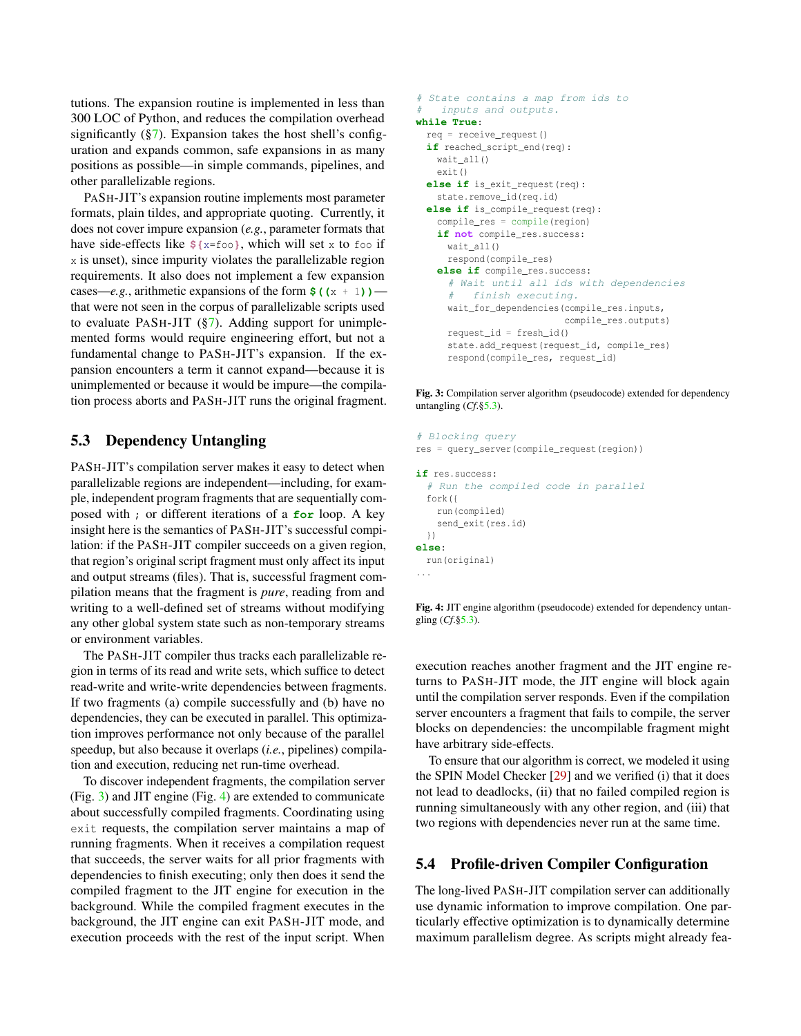tutions. The expansion routine is implemented in less than 300 LOC of Python, and reduces the compilation overhead significantly (§7). Expansion takes the host shell's configuration and expands common, safe expansions in as many positions as possible—in simple commands, pipelines, and other parallelizable regions.

PaSh-JIT's expansion routine implements most parameter formats, plain tildes, and appropriate quoting. Currently, it does not cover impure expansion (*e.g.*, parameter formats that have side-effects like `${x=foo}`, which will set `x` to `foo` if `x` is unset), since impurity violates the parallelizable region requirements. It also does not implement a few expansion cases—*e.g.*, arithmetic expansions of the form `$((x + 1))`—that were not seen in the corpus of parallelizable scripts used to evaluate PaSh-JIT (§7). Adding support for unimplemented forms would require engineering effort, but not a fundamental change to PaSh-JIT's expansion. If the expansion encounters a term it cannot expand—because it is unimplemented or because it would be impure—the compilation process aborts and PaSh-JIT runs the original fragment.

## 5.3 Dependency Untangling

PaSh-JIT's compilation server makes it easy to detect when parallelizable regions are independent—including, for example, independent program fragments that are sequentially composed with `;` or different iterations of a `for` loop. A key insight here is the semantics of PaSh-JIT's successful compilation: if the PaSh-JIT compiler succeeds on a given region, that region's original script fragment must only affect its input and output streams (files). That is, successful fragment compilation means that the fragment is *pure*, reading from and writing to a well-defined set of streams without modifying any other global system state such as non-temporary streams or environment variables.

The PaSh-JIT compiler thus tracks each parallelizable region in terms of its read and write sets, which suffice to detect read-write and write-write dependencies between fragments. If two fragments (a) compile successfully and (b) have no dependencies, they can be executed in parallel. This optimization improves performance not only because of the parallel speedup, but also because it overlaps (*i.e.*, pipelines) compilation and execution, reducing net run-time overhead.

To discover independent fragments, the compilation server (Fig. 3) and JIT engine (Fig. 4) are extended to communicate about successfully compiled fragments. Coordinating using `exit` requests, the compilation server maintains a map of running fragments. When it receives a compilation request that succeeds, the server waits for all prior fragments with dependencies to finish executing; only then does it send the compiled fragment to the JIT engine for execution in the background. While the compiled fragment executes in the background, the JIT engine can exit PaSh-JIT mode, and execution proceeds with the rest of the input script. When

```
# State contains a map from ids to
#   inputs and outputs.
while True:
  req = receive_request()
  if reached_script_end(req):
    wait_all()
    exit()
  else if is_exit_request(req):
    state.remove_id(req.id)
  else if is_compile_request(req):
    compile_res = compile(region)
    if not compile_res.success:
      wait_all()
      respond(compile_res)
    else if compile_res.success:
      # Wait until all ids with dependencies
      #   finish executing.
      wait_for_dependencies(compile_res.inputs,
                            compile_res.outputs)
      request_id = fresh_id()
      state.add_request(request_id, compile_res)
      respond(compile_res, request_id)
```

**Fig. 3:** Compilation server algorithm (pseudocode) extended for dependency untangling (*Cf.*§5.3).

```
# Blocking query
res = query_server(compile_request(region))

if res.success:
  # Run the compiled code in parallel
  fork({
    run(compiled)
    send_exit(res.id)
  })
else:
  run(original)
...
```

**Fig. 4:** JIT engine algorithm (pseudocode) extended for dependency untangling (*Cf.*§5.3).

execution reaches another fragment and the JIT engine returns to PaSh-JIT mode, the JIT engine will block again until the compilation server responds. Even if the compilation server encounters a fragment that fails to compile, the server blocks on dependencies: the uncompilable fragment might have arbitrary side-effects.

To ensure that our algorithm is correct, we modeled it using the SPIN Model Checker [29] and we verified (i) that it does not lead to deadlocks, (ii) that no failed compiled region is running simultaneously with any other region, and (iii) that two regions with dependencies never run at the same time.

## 5.4 Profile-driven Compiler Configuration

The long-lived PaSh-JIT compilation server can additionally use dynamic information to improve compilation. One particularly effective optimization is to dynamically determine maximum parallelism degree. As scripts might already fea-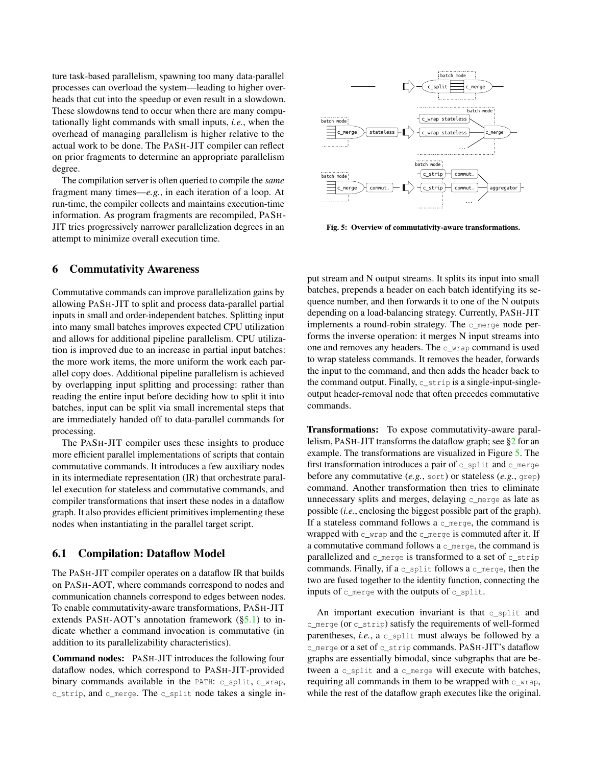ture task-based parallelism, spawning too many data-parallel processes can overload the system—leading to higher overheads that cut into the speedup or even result in a slowdown. These slowdowns tend to occur when there are many computationally light commands with small inputs, *i.e.*, when the overhead of managing parallelism is higher relative to the actual work to be done. The PASH-JIT compiler can reflect on prior fragments to determine an appropriate parallelism degree.

The compilation server is often queried to compile the *same* fragment many times—*e.g.*, in each iteration of a loop. At run-time, the compiler collects and maintains execution-time information. As program fragments are recompiled, PASH-JIT tries progressively narrower parallelization degrees in an attempt to minimize overall execution time.

Fig. 5: Overview of commutativity-aware transformations.

## 6 Commutativity Awareness

Commutative commands can improve parallelization gains by allowing PASH-JIT to split and process data-parallel partial inputs in small and order-independent batches. Splitting input into many small batches improves expected CPU utilization and allows for additional pipeline parallelism. CPU utilization is improved due to an increase in partial input batches: the more work items, the more uniform the work each parallel copy does. Additional pipeline parallelism is achieved by overlapping input splitting and processing: rather than reading the entire input before deciding how to split it into batches, input can be split via small incremental steps that are immediately handed off to data-parallel commands for processing.

The PASH-JIT compiler uses these insights to produce more efficient parallel implementations of scripts that contain commutative commands. It introduces a few auxiliary nodes in its intermediate representation (IR) that orchestrate parallel execution for stateless and commutative commands, and compiler transformations that insert these nodes in a dataflow graph. It also provides efficient primitives implementing these nodes when instantiating in the parallel target script.

### 6.1 Compilation: Dataflow Model

The PASH-JIT compiler operates on a dataflow IR that builds on PASH-AOT, where commands correspond to nodes and communication channels correspond to edges between nodes. To enable commutativity-aware transformations, PASH-JIT extends PASH-AOT's annotation framework (§5.1) to indicate whether a command invocation is commutative (in addition to its parallelizability characteristics).

**Command nodes:** PASH-JIT introduces the following four dataflow nodes, which correspond to PASH-JIT-provided binary commands available in the `PATH`: `c_split`, `c_wrap`, `c_strip`, and `c_merge`. The `c_split` node takes a single input stream and N output streams. It splits its input into small batches, prepends a header on each batch identifying its sequence number, and then forwards it to one of the N outputs depending on a load-balancing strategy. Currently, PASH-JIT implements a round-robin strategy. The `c_merge` node performs the inverse operation: it merges N input streams into one and removes any headers. The `c_wrap` command is used to wrap stateless commands. It removes the header, forwards the input to the command, and then adds the header back to the command output. Finally, `c_strip` is a single-input-single-output header-removal node that often precedes commutative commands.

**Transformations:** To expose commutativity-aware parallelism, PASH-JIT transforms the dataflow graph; see §2 for an example. The transformations are visualized in Figure 5. The first transformation introduces a pair of `c_split` and `c_merge` before any commutative (*e.g.*, `sort`) or stateless (*e.g.*, `grep`) command. Another transformation then tries to eliminate unnecessary splits and merges, delaying `c_merge` as late as possible (*i.e.*, enclosing the biggest possible part of the graph). If a stateless command follows a `c_merge`, the command is wrapped with `c_wrap` and the `c_merge` is commuted after it. If a commutative command follows a `c_merge`, the command is parallelized and `c_merge` is transformed to a set of `c_strip` commands. Finally, if a `c_split` follows a `c_merge`, then the two are fused together to the identity function, connecting the inputs of `c_merge` with the outputs of `c_split`.

An important execution invariant is that `c_split` and `c_merge` (or `c_strip`) satisfy the requirements of well-formed parentheses, *i.e.*, a `c_split` must always be followed by a `c_merge` or a set of `c_strip` commands. PASH-JIT's dataflow graphs are essentially bimodal, since subgraphs that are between a `c_split` and a `c_merge` will execute with batches, requiring all commands in them to be wrapped with `c_wrap`, while the rest of the dataflow graph executes like the original.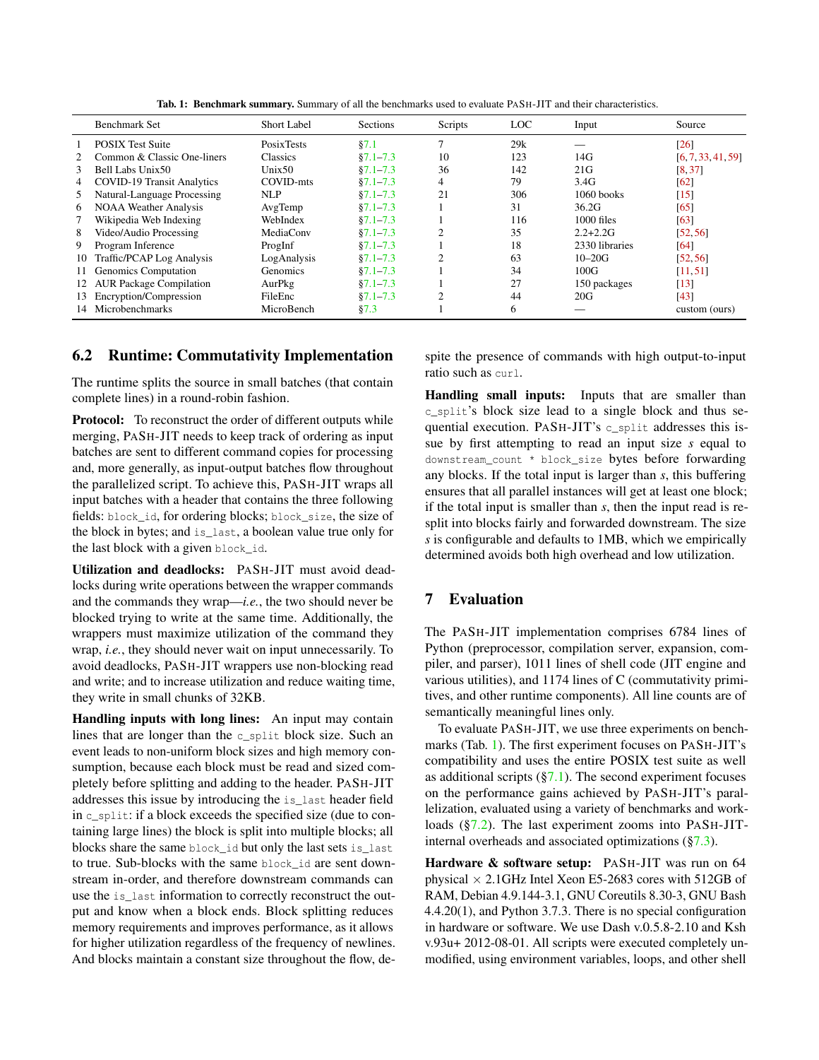**Tab. 1: Benchmark summary.** Summary of all the benchmarks used to evaluate PASH-JIT and their characteristics.

| | Benchmark Set | Short Label | Sections | Scripts | LOC | Input | Source |
|---|---|---|---|---|---|---|---|
| 1 | POSIX Test Suite | PosixTests | §7.1 | 7 | 29k | — | [26] |
| 2 | Common & Classic One-liners | Classics | §7.1–7.3 | 10 | 123 | 14G | [6, 7, 33, 41, 59] |
| 3 | Bell Labs Unix50 | Unix50 | §7.1–7.3 | 36 | 142 | 21G | [8, 37] |
| 4 | COVID-19 Transit Analytics | COVID-mts | §7.1–7.3 | 4 | 79 | 3.4G | [62] |
| 5 | Natural-Language Processing | NLP | §7.1–7.3 | 21 | 306 | 1060 books | [15] |
| 6 | NOAA Weather Analysis | AvgTemp | §7.1–7.3 | 1 | 31 | 36.2G | [65] |
| 7 | Wikipedia Web Indexing | WebIndex | §7.1–7.3 | 1 | 116 | 1000 files | [63] |
| 8 | Video/Audio Processing | MediaConv | §7.1–7.3 | 2 | 35 | 2.2+2.2G | [52, 56] |
| 9 | Program Inference | ProgInf | §7.1–7.3 | 1 | 18 | 2330 libraries | [64] |
| 10 | Traffic/PCAP Log Analysis | LogAnalysis | §7.1–7.3 | 2 | 63 | 10–20G | [52, 56] |
| 11 | Genomics Computation | Genomics | §7.1–7.3 | 1 | 34 | 100G | [11, 51] |
| 12 | AUR Package Compilation | AurPkg | §7.1–7.3 | 1 | 27 | 150 packages | [13] |
| 13 | Encryption/Compression | FileEnc | §7.1–7.3 | 2 | 44 | 20G | [43] |
| 14 | Microbenchmarks | MicroBench | §7.3 | 1 | 6 | — | custom (ours) |

## 6.2 Runtime: Commutativity Implementation

The runtime splits the source in small batches (that contain complete lines) in a round-robin fashion.

**Protocol:** To reconstruct the order of different outputs while merging, PASH-JIT needs to keep track of ordering as input batches are sent to different command copies for processing and, more generally, as input-output batches flow throughout the parallelized script. To achieve this, PASH-JIT wraps all input batches with a header that contains the three following fields: `block_id`, for ordering blocks; `block_size`, the size of the block in bytes; and `is_last`, a boolean value true only for the last block with a given `block_id`.

**Utilization and deadlocks:** PASH-JIT must avoid deadlocks during write operations between the wrapper commands and the commands they wrap—*i.e.*, the two should never be blocked trying to write at the same time. Additionally, the wrappers must maximize utilization of the command they wrap, *i.e.*, they should never wait on input unnecessarily. To avoid deadlocks, PASH-JIT wrappers use non-blocking read and write; and to increase utilization and reduce waiting time, they write in small chunks of 32KB.

**Handling inputs with long lines:** An input may contain lines that are longer than the `c_split` block size. Such an event leads to non-uniform block sizes and high memory consumption, because each block must be read and sized completely before splitting and adding to the header. PASH-JIT addresses this issue by introducing the `is_last` header field in `c_split`: if a block exceeds the specified size (due to containing large lines) the block is split into multiple blocks; all blocks share the same `block_id` but only the last sets `is_last` to true. Sub-blocks with the same `block_id` are sent downstream in-order, and therefore downstream commands can use the `is_last` information to correctly reconstruct the output and know when a block ends. Block splitting reduces memory requirements and improves performance, as it allows for higher utilization regardless of the frequency of newlines. And blocks maintain a constant size throughout the flow, despite the presence of commands with high output-to-input ratio such as `curl`.

**Handling small inputs:** Inputs that are smaller than `c_split`'s block size lead to a single block and thus sequential execution. PASH-JIT's `c_split` addresses this issue by first attempting to read an input size $s$ equal to `downstream_count * block_size` bytes before forwarding any blocks. If the total input is larger than $s$, this buffering ensures that all parallel instances will get at least one block; if the total input is smaller than $s$, then the input read is resplit into blocks fairly and forwarded downstream. The size $s$ is configurable and defaults to 1MB, which we empirically determined avoids both high overhead and low utilization.

# 7 Evaluation

The PASH-JIT implementation comprises 6784 lines of Python (preprocessor, compilation server, expansion, compiler, and parser), 1011 lines of shell code (JIT engine and various utilities), and 1174 lines of C (commutativity primitives, and other runtime components). All line counts are of semantically meaningful lines only.

To evaluate PASH-JIT, we use three experiments on benchmarks (Tab. 1). The first experiment focuses on PASH-JIT's compatibility and uses the entire POSIX test suite as well as additional scripts (§7.1). The second experiment focuses on the performance gains achieved by PASH-JIT's parallelization, evaluated using a variety of benchmarks and workloads (§7.2). The last experiment zooms into PASH-JIT-internal overheads and associated optimizations (§7.3).

**Hardware & software setup:** PASH-JIT was run on 64 physical × 2.1GHz Intel Xeon E5-2683 cores with 512GB of RAM, Debian 4.9.144-3.1, GNU Coreutils 8.30-3, GNU Bash 4.4.20(1), and Python 3.7.3. There is no special configuration in hardware or software. We use Dash v.0.5.8-2.10 and Ksh v.93u+ 2012-08-01. All scripts were executed completely unmodified, using environment variables, loops, and other shell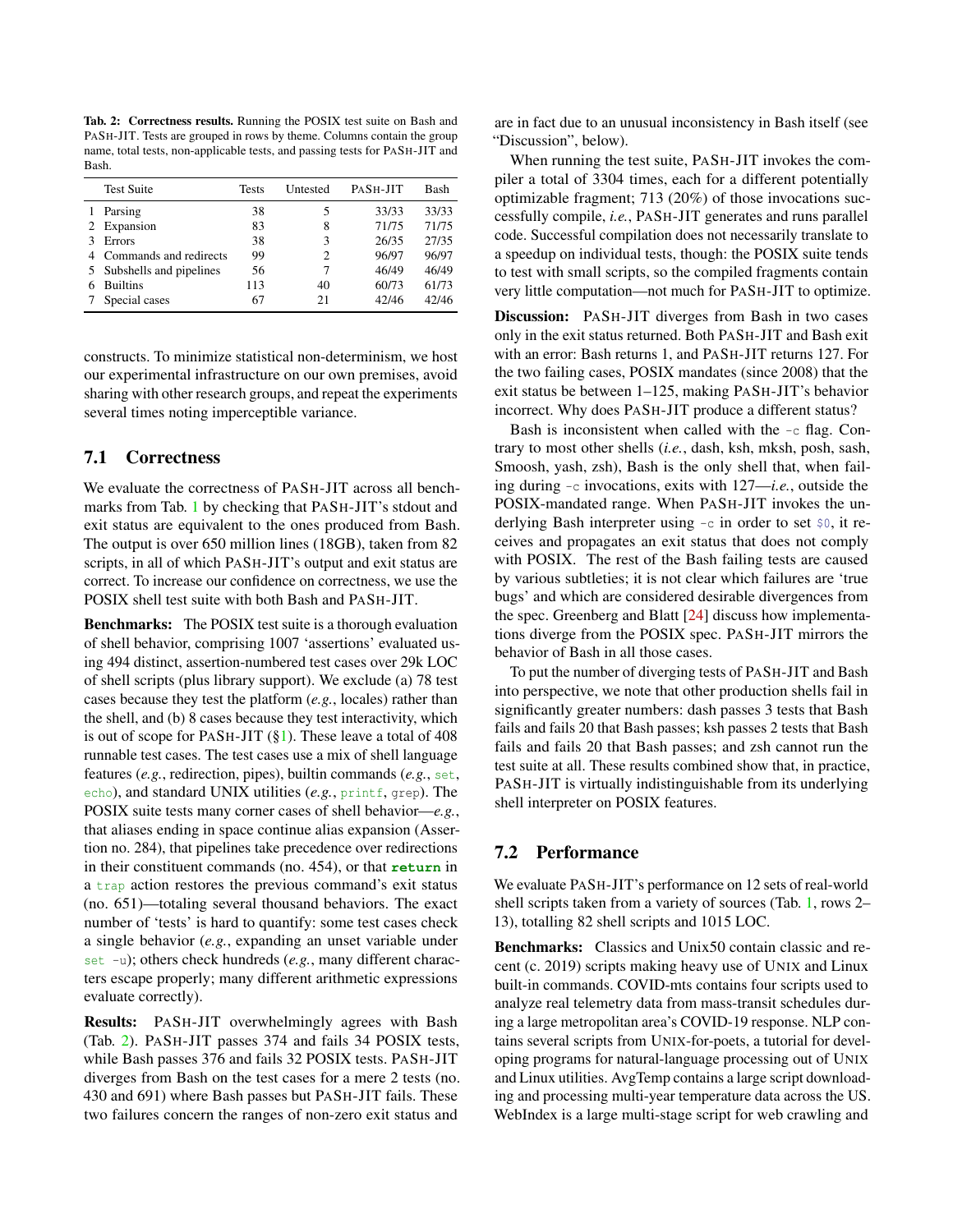**Tab. 2: Correctness results.** Running the POSIX test suite on Bash and PaSh-JIT. Tests are grouped in rows by theme. Columns contain the group name, total tests, non-applicable tests, and passing tests for PaSh-JIT and Bash.

| | Test Suite | Tests | Untested | PaSh-JIT | Bash |
|---|---|---|---|---|---|
| 1 | Parsing | 38 | 5 | 33/33 | 33/33 |
| 2 | Expansion | 83 | 8 | 71/75 | 71/75 |
| 3 | Errors | 38 | 3 | 26/35 | 27/35 |
| 4 | Commands and redirects | 99 | 2 | 96/97 | 96/97 |
| 5 | Subshells and pipelines | 56 | 7 | 46/49 | 46/49 |
| 6 | Builtins | 113 | 40 | 60/73 | 61/73 |
| 7 | Special cases | 67 | 21 | 42/46 | 42/46 |

constructs. To minimize statistical non-determinism, we host our experimental infrastructure on our own premises, avoid sharing with other research groups, and repeat the experiments several times noting imperceptible variance.

## 7.1 Correctness

We evaluate the correctness of PaSh-JIT across all benchmarks from Tab. 1 by checking that PaSh-JIT's stdout and exit status are equivalent to the ones produced from Bash. The output is over 650 million lines (18GB), taken from 82 scripts, in all of which PaSh-JIT's output and exit status are correct. To increase our confidence on correctness, we use the POSIX shell test suite with both Bash and PaSh-JIT.

**Benchmarks:** The POSIX test suite is a thorough evaluation of shell behavior, comprising 1007 'assertions' evaluated using 494 distinct, assertion-numbered test cases over 29k LOC of shell scripts (plus library support). We exclude (a) 78 test cases because they test the platform (*e.g.*, locales) rather than the shell, and (b) 8 cases because they test interactivity, which is out of scope for PaSh-JIT (§1). These leave a total of 408 runnable test cases. The test cases use a mix of shell language features (*e.g.*, redirection, pipes), builtin commands (*e.g.*, `set`, `echo`), and standard UNIX utilities (*e.g.*, `printf`, `grep`). The POSIX suite tests many corner cases of shell behavior—*e.g.*, that aliases ending in space continue alias expansion (Assertion no. 284), that pipelines take precedence over redirections in their constituent commands (no. 454), or that **`return`** in a `trap` action restores the previous command's exit status (no. 651)—totaling several thousand behaviors. The exact number of 'tests' is hard to quantify: some test cases check a single behavior (*e.g.*, expanding an unset variable under `set -u`); others check hundreds (*e.g.*, many different characters escape properly; many different arithmetic expressions evaluate correctly).

**Results:** PaSh-JIT overwhelmingly agrees with Bash (Tab. 2). PaSh-JIT passes 374 and fails 34 POSIX tests, while Bash passes 376 and fails 32 POSIX tests. PaSh-JIT diverges from Bash on the test cases for a mere 2 tests (no. 430 and 691) where Bash passes but PaSh-JIT fails. These two failures concern the ranges of non-zero exit status and are in fact due to an unusual inconsistency in Bash itself (see "Discussion", below).

When running the test suite, PaSh-JIT invokes the compiler a total of 3304 times, each for a different potentially optimizable fragment; 713 (20%) of those invocations successfully compile, *i.e.*, PaSh-JIT generates and runs parallel code. Successful compilation does not necessarily translate to a speedup on individual tests, though: the POSIX suite tends to test with small scripts, so the compiled fragments contain very little computation—not much for PaSh-JIT to optimize.

**Discussion:** PaSh-JIT diverges from Bash in two cases only in the exit status returned. Both PaSh-JIT and Bash exit with an error: Bash returns 1, and PaSh-JIT returns 127. For the two failing cases, POSIX mandates (since 2008) that the exit status be between 1–125, making PaSh-JIT's behavior incorrect. Why does PaSh-JIT produce a different status?

Bash is inconsistent when called with the `-c` flag. Contrary to most other shells (*i.e.*, dash, ksh, mksh, posh, sash, Smoosh, yash, zsh), Bash is the only shell that, when failing during `-c` invocations, exits with 127—*i.e.*, outside the POSIX-mandated range. When PaSh-JIT invokes the underlying Bash interpreter using `-c` in order to set `$0`, it receives and propagates an exit status that does not comply with POSIX. The rest of the Bash failing tests are caused by various subtleties; it is not clear which failures are 'true bugs' and which are considered desirable divergences from the spec. Greenberg and Blatt [24] discuss how implementations diverge from the POSIX spec. PaSh-JIT mirrors the behavior of Bash in all those cases.

To put the number of diverging tests of PaSh-JIT and Bash into perspective, we note that other production shells fail in significantly greater numbers: dash passes 3 tests that Bash fails and fails 20 that Bash passes; ksh passes 2 tests that Bash fails and fails 20 that Bash passes; and zsh cannot run the test suite at all. These results combined show that, in practice, PaSh-JIT is virtually indistinguishable from its underlying shell interpreter on POSIX features.

## 7.2 Performance

We evaluate PaSh-JIT's performance on 12 sets of real-world shell scripts taken from a variety of sources (Tab. 1, rows 2–13), totalling 82 shell scripts and 1015 LOC.

**Benchmarks:** Classics and Unix50 contain classic and recent (c. 2019) scripts making heavy use of UNIX and Linux built-in commands. COVID-mts contains four scripts used to analyze real telemetry data from mass-transit schedules during a large metropolitan area's COVID-19 response. NLP contains several scripts from UNIX-for-poets, a tutorial for developing programs for natural-language processing out of UNIX and Linux utilities. AvgTemp contains a large script downloading and processing multi-year temperature data across the US. WebIndex is a large multi-stage script for web crawling and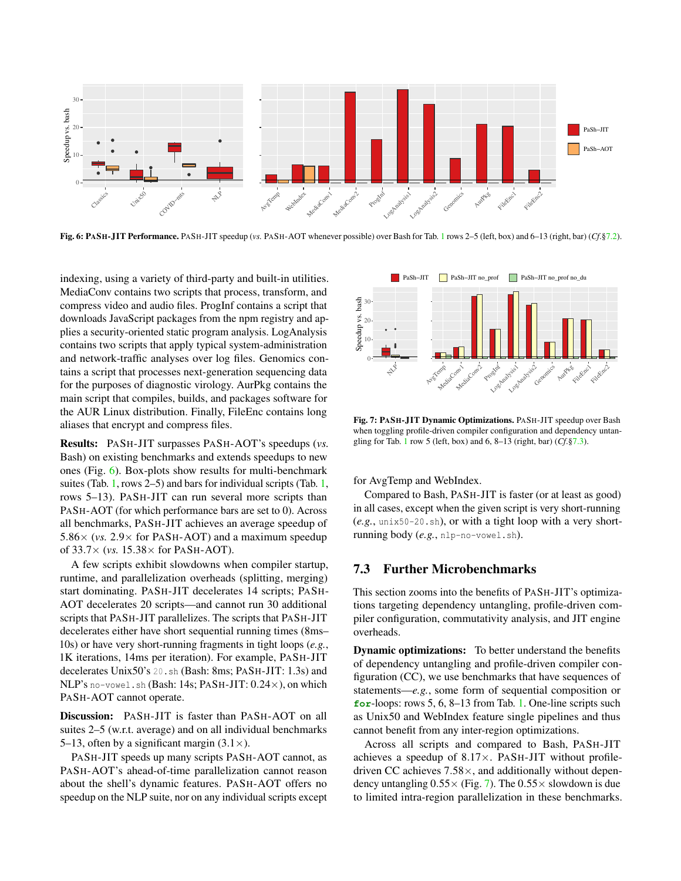**Fig. 6: PaSh-JIT Performance.** PaSh-JIT speedup (*vs.* PaSh-AOT whenever possible) over Bash for Tab. 1 rows 2–5 (left, box) and 6–13 (right, bar) (*Cf.*§7.2).

indexing, using a variety of third-party and built-in utilities. MediaConv contains two scripts that process, transform, and compress video and audio files. ProgInf contains a script that downloads JavaScript packages from the npm registry and applies a security-oriented static program analysis. LogAnalysis contains two scripts that apply typical system-administration and network-traffic analyses over log files. Genomics contains a script that processes next-generation sequencing data for the purposes of diagnostic virology. AurPkg contains the main script that compiles, builds, and packages software for the AUR Linux distribution. Finally, FileEnc contains long aliases that encrypt and compress files.

**Results:** PaSh-JIT surpasses PaSh-AOT's speedups (*vs.* Bash) on existing benchmarks and extends speedups to new ones (Fig. 6). Box-plots show results for multi-benchmark suites (Tab. 1, rows 2–5) and bars for individual scripts (Tab. 1, rows 5–13). PaSh-JIT can run several more scripts than PaSh-AOT (for which performance bars are set to 0). Across all benchmarks, PaSh-JIT achieves an average speedup of 5.86× (*vs.* 2.9× for PaSh-AOT) and a maximum speedup of 33.7× (*vs.* 15.38× for PaSh-AOT).

A few scripts exhibit slowdowns when compiler startup, runtime, and parallelization overheads (splitting, merging) start dominating. PaSh-JIT decelerates 14 scripts; PaSh-AOT decelerates 20 scripts—and cannot run 30 additional scripts that PaSh-JIT parallelizes. The scripts that PaSh-JIT decelerates either have short sequential running times (8ms–10s) or have very short-running fragments in tight loops (*e.g.*, 1K iterations, 14ms per iteration). For example, PaSh-JIT decelerates Unix50's `20.sh` (Bash: 8ms; PaSh-JIT: 1.3s) and NLP's `no-vowel.sh` (Bash: 14s; PaSh-JIT: 0.24×), on which PaSh-AOT cannot operate.

**Discussion:** PaSh-JIT is faster than PaSh-AOT on all suites 2–5 (w.r.t. average) and on all individual benchmarks 5–13, often by a significant margin (3.1×).

PaSh-JIT speeds up many scripts PaSh-AOT cannot, as PaSh-AOT's ahead-of-time parallelization cannot reason about the shell's dynamic features. PaSh-AOT offers no speedup on the NLP suite, nor on any individual scripts except for AvgTemp and WebIndex.

Compared to Bash, PaSh-JIT is faster (or at least as good) in all cases, except when the given script is very short-running (*e.g.*, `unix50-20.sh`), or with a tight loop with a very short-running body (*e.g.*, `nlp-no-vowel.sh`).

**Fig. 7: PaSh-JIT Dynamic Optimizations.** PaSh-JIT speedup over Bash when toggling profile-driven compiler configuration and dependency untangling for Tab. 1 row 5 (left, box) and 6, 8–13 (right, bar) (*Cf.*§7.3).

## 7.3 Further Microbenchmarks

This section zooms into the benefits of PaSh-JIT's optimizations targeting dependency untangling, profile-driven compiler configuration, commutativity analysis, and JIT engine overheads.

**Dynamic optimizations:** To better understand the benefits of dependency untangling and profile-driven compiler configuration (CC), we use benchmarks that have sequences of statements—*e.g.*, some form of sequential composition or **`for`**-loops: rows 5, 6, 8–13 from Tab. 1. One-line scripts such as Unix50 and WebIndex feature single pipelines and thus cannot benefit from any inter-region optimizations.

Across all scripts and compared to Bash, PaSh-JIT achieves a speedup of 8.17×. PaSh-JIT without profile-driven CC achieves 7.58×, and additionally without dependency untangling 0.55× (Fig. 7). The 0.55× slowdown is due to limited intra-region parallelization in these benchmarks.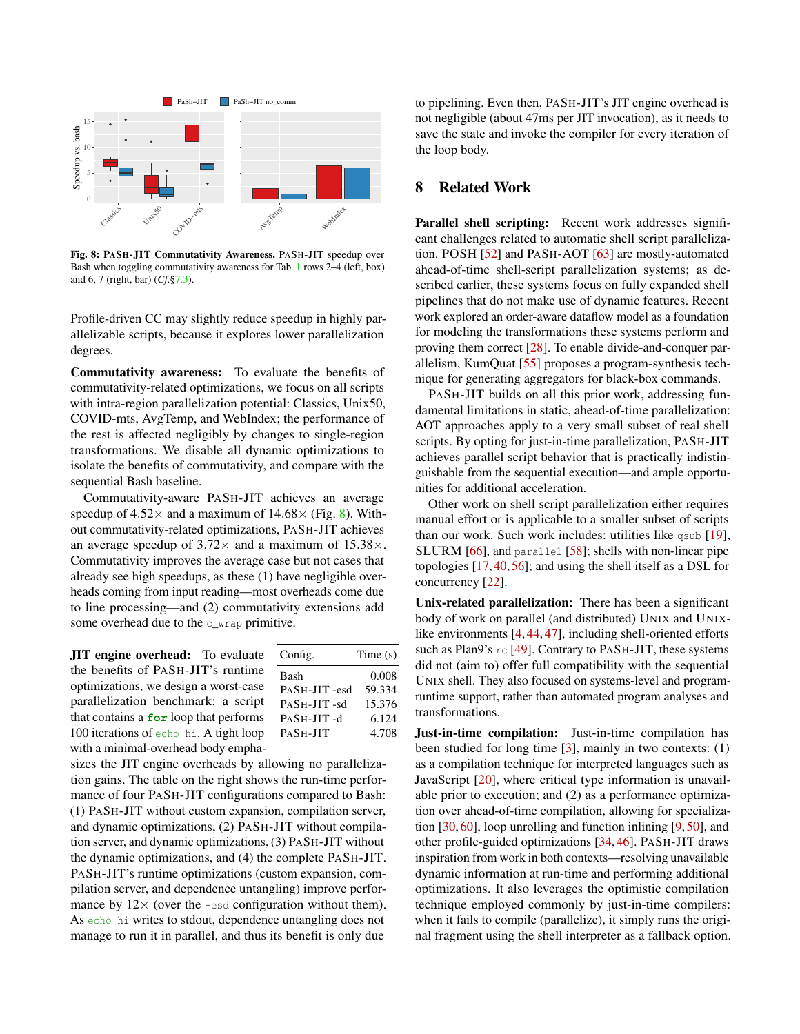Fig. 8: **PASH-JIT Commutativity Awareness.** PASH-JIT speedup over Bash when toggling commutativity awareness for Tab. 1 rows 2–4 (left, box) and 6, 7 (right, bar) (*Cf.*§7.3).

Profile-driven CC may slightly reduce speedup in highly parallelizable scripts, because it explores lower parallelization degrees.

**Commutativity awareness:** To evaluate the benefits of commutativity-related optimizations, we focus on all scripts with intra-region parallelization potential: Classics, Unix50, COVID-mts, AvgTemp, and WebIndex; the performance of the rest is affected negligibly by changes to single-region transformations. We disable all dynamic optimizations to isolate the benefits of commutativity, and compare with the sequential Bash baseline.

Commutativity-aware PASH-JIT achieves an average speedup of 4.52× and a maximum of 14.68× (Fig. 8). Without commutativity-related optimizations, PASH-JIT achieves an average speedup of 3.72× and a maximum of 15.38×. Commutativity improves the average case but not cases that already see high speedups, as these (1) have negligible overheads coming from input reading—most overheads come due to line processing—and (2) commutativity extensions add some overhead due to the `c_wrap` primitive.

| Config. | Time (s) |
|---|---|
| Bash | 0.008 |
| PASH-JIT -esd | 59.334 |
| PASH-JIT -sd | 15.376 |
| PASH-JIT -d | 6.124 |
| PASH-JIT | 4.708 |

**JIT engine overhead:** To evaluate the benefits of PASH-JIT's runtime optimizations, we design a worst-case parallelization benchmark: a script that contains a **for** loop that performs 100 iterations of `echo hi`. A tight loop with a minimal-overhead body emphasizes the JIT engine overheads by allowing no parallelization gains. The table on the right shows the run-time performance of four PASH-JIT configurations compared to Bash: (1) PASH-JIT without custom expansion, compilation server, and dynamic optimizations, (2) PASH-JIT without compilation server, and dynamic optimizations, (3) PASH-JIT without the dynamic optimizations, and (4) the complete PASH-JIT. PASH-JIT's runtime optimizations (custom expansion, compilation server, and dependence untangling) improve performance by 12× (over the `-esd` configuration without them). As `echo hi` writes to stdout, dependence untangling does not manage to run it in parallel, and thus its benefit is only due to pipelining. Even then, PASH-JIT's JIT engine overhead is not negligible (about 47ms per JIT invocation), as it needs to save the state and invoke the compiler for every iteration of the loop body.

## 8 Related Work

**Parallel shell scripting:** Recent work addresses significant challenges related to automatic shell script parallelization. POSH [52] and PASH-AOT [63] are mostly-automated ahead-of-time shell-script parallelization systems; as described earlier, these systems focus on fully expanded shell pipelines that do not make use of dynamic features. Recent work explored an order-aware dataflow model as a foundation for modeling the transformations these systems perform and proving them correct [28]. To enable divide-and-conquer parallelism, KumQuat [55] proposes a program-synthesis technique for generating aggregators for black-box commands.

PASH-JIT builds on all this prior work, addressing fundamental limitations in static, ahead-of-time parallelization: AOT approaches apply to a very small subset of real shell scripts. By opting for just-in-time parallelization, PASH-JIT achieves parallel script behavior that is practically indistinguishable from the sequential execution—and ample opportunities for additional acceleration.

Other work on shell script parallelization either requires manual effort or is applicable to a smaller subset of scripts than our work. Such work includes: utilities like `qsub` [19], SLURM [66], and `parallel` [58]; shells with non-linear pipe topologies [17, 40, 56]; and using the shell itself as a DSL for concurrency [22].

**Unix-related parallelization:** There has been a significant body of work on parallel (and distributed) UNIX and UNIX-like environments [4, 44, 47], including shell-oriented efforts such as Plan9's `rc` [49]. Contrary to PASH-JIT, these systems did not (aim to) offer full compatibility with the sequential UNIX shell. They also focused on systems-level and program-runtime support, rather than automated program analyses and transformations.

**Just-in-time compilation:** Just-in-time compilation has been studied for long time [3], mainly in two contexts: (1) as a compilation technique for interpreted languages such as JavaScript [20], where critical type information is unavailable prior to execution; and (2) as a performance optimization over ahead-of-time compilation, allowing for specialization [30, 60], loop unrolling and function inlining [9, 50], and other profile-guided optimizations [34, 46]. PASH-JIT draws inspiration from work in both contexts—resolving unavailable dynamic information at run-time and performing additional optimizations. It also leverages the optimistic compilation technique employed commonly by just-in-time compilers: when it fails to compile (parallelize), it simply runs the original fragment using the shell interpreter as a fallback option.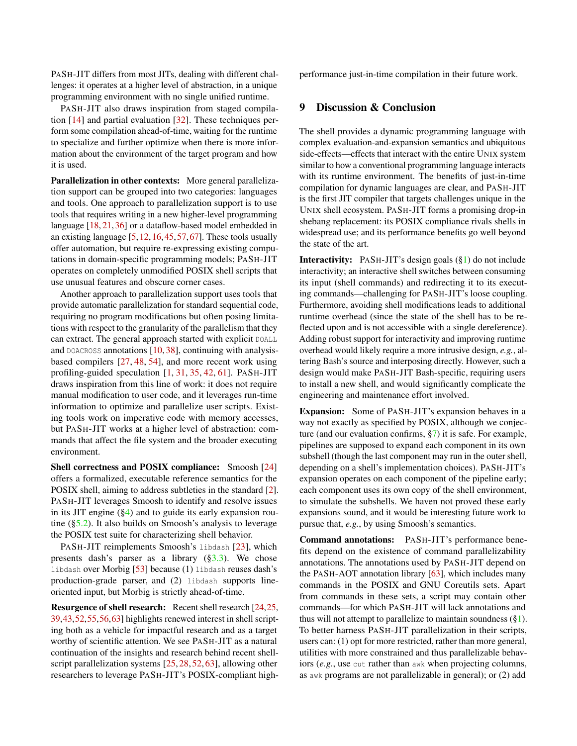PaSh-JIT differs from most JITs, dealing with different challenges: it operates at a higher level of abstraction, in a unique programming environment with no single unified runtime.

PaSh-JIT also draws inspiration from staged compilation [14] and partial evaluation [32]. These techniques perform some compilation ahead-of-time, waiting for the runtime to specialize and further optimize when there is more information about the environment of the target program and how it is used.

**Parallelization in other contexts:** More general parallelization support can be grouped into two categories: languages and tools. One approach to parallelization support is to use tools that requires writing in a new higher-level programming language [18, 21, 36] or a dataflow-based model embedded in an existing language [5, 12, 16, 45, 57, 67]. These tools usually offer automation, but require re-expressing existing computations in domain-specific programming models; PaSh-JIT operates on completely unmodified POSIX shell scripts that use unusual features and obscure corner cases.

Another approach to parallelization support uses tools that provide automatic parallelization for standard sequential code, requiring no program modifications but often posing limitations with respect to the granularity of the parallelism that they can extract. The general approach started with explicit `DOALL` and `DOACROSS` annotations [10, 38], continuing with analysis-based compilers [27, 48, 54], and more recent work using profiling-guided speculation [1, 31, 35, 42, 61]. PaSh-JIT draws inspiration from this line of work: it does not require manual modification to user code, and it leverages run-time information to optimize and parallelize user scripts. Existing tools work on imperative code with memory accesses, but PaSh-JIT works at a higher level of abstraction: commands that affect the file system and the broader executing environment.

**Shell correctness and POSIX compliance:** Smoosh [24] offers a formalized, executable reference semantics for the POSIX shell, aiming to address subtleties in the standard [2]. PaSh-JIT leverages Smoosh to identify and resolve issues in its JIT engine (§4) and to guide its early expansion routine (§5.2). It also builds on Smoosh's analysis to leverage the POSIX test suite for characterizing shell behavior.

PaSh-JIT reimplements Smoosh's `libdash` [23], which presents dash's parser as a library (§3.3). We chose `libdash` over Morbig [53] because (1) `libdash` reuses dash's production-grade parser, and (2) `libdash` supports line-oriented input, but Morbig is strictly ahead-of-time.

**Resurgence of shell research:** Recent shell research [24, 25, 39, 43, 52, 55, 56, 63] highlights renewed interest in shell scripting both as a vehicle for impactful research and as a target worthy of scientific attention. We see PaSh-JIT as a natural continuation of the insights and research behind recent shell-script parallelization systems [25, 28, 52, 63], allowing other researchers to leverage PaSh-JIT's POSIX-compliant high-performance just-in-time compilation in their future work.

## 9 Discussion & Conclusion

The shell provides a dynamic programming language with complex evaluation-and-expansion semantics and ubiquitous side-effects—effects that interact with the entire Unix system similar to how a conventional programming language interacts with its runtime environment. The benefits of just-in-time compilation for dynamic languages are clear, and PaSh-JIT is the first JIT compiler that targets challenges unique in the Unix shell ecosystem. PaSh-JIT forms a promising drop-in shebang replacement: its POSIX compliance rivals shells in widespread use; and its performance benefits go well beyond the state of the art.

**Interactivity:** PaSh-JIT's design goals (§1) do not include interactivity; an interactive shell switches between consuming its input (shell commands) and redirecting it to its executing commands—challenging for PaSh-JIT's loose coupling. Furthermore, avoiding shell modifications leads to additional runtime overhead (since the state of the shell has to be reflected upon and is not accessible with a single dereference). Adding robust support for interactivity and improving runtime overhead would likely require a more intrusive design, *e.g.*, altering Bash's source and interposing directly. However, such a design would make PaSh-JIT Bash-specific, requiring users to install a new shell, and would significantly complicate the engineering and maintenance effort involved.

**Expansion:** Some of PaSh-JIT's expansion behaves in a way not exactly as specified by POSIX, although we conjecture (and our evaluation confirms, §7) it is safe. For example, pipelines are supposed to expand each component in its own subshell (though the last component may run in the outer shell, depending on a shell's implementation choices). PaSh-JIT's expansion operates on each component of the pipeline early; each component uses its own copy of the shell environment, to simulate the subshells. We haven't proved these early expansions sound, and it would be interesting future work to pursue that, *e.g.*, by using Smoosh's semantics.

**Command annotations:** PaSh-JIT's performance benefits depend on the existence of command parallelizability annotations. The annotations used by PaSh-JIT depend on the PaSh-AOT annotation library [63], which includes many commands in the POSIX and GNU Coreutils sets. Apart from commands in these sets, a script may contain other commands—for which PaSh-JIT will lack annotations and thus will not attempt to parallelize to maintain soundness (§1). To better harness PaSh-JIT parallelization in their scripts, users can: (1) opt for more restricted, rather than more general, utilities with more constrained and thus parallelizable behaviors (*e.g.*, use `cut` rather than `awk` when projecting columns, as `awk` programs are not parallelizable in general); or (2) add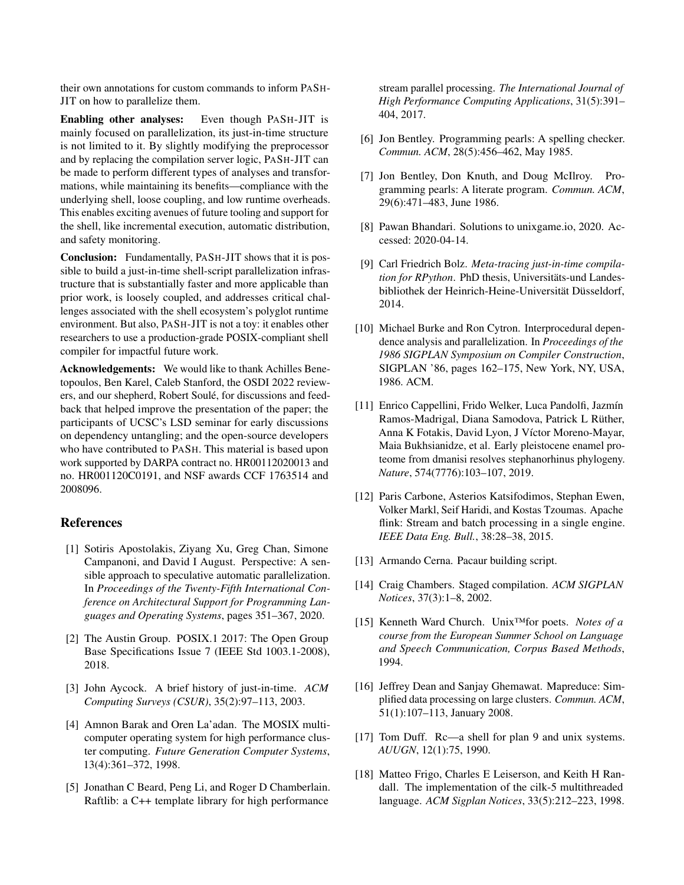their own annotations for custom commands to inform PaSh-JIT on how to parallelize them.

**Enabling other analyses:** Even though PaSh-JIT is mainly focused on parallelization, its just-in-time structure is not limited to it. By slightly modifying the preprocessor and by replacing the compilation server logic, PaSh-JIT can be made to perform different types of analyses and transformations, while maintaining its benefits—compliance with the underlying shell, loose coupling, and low runtime overheads. This enables exciting avenues of future tooling and support for the shell, like incremental execution, automatic distribution, and safety monitoring.

**Conclusion:** Fundamentally, PaSh-JIT shows that it is possible to build a just-in-time shell-script parallelization infrastructure that is substantially faster and more applicable than prior work, is loosely coupled, and addresses critical challenges associated with the shell ecosystem's polyglot runtime environment. But also, PaSh-JIT is not a toy: it enables other researchers to use a production-grade POSIX-compliant shell compiler for impactful future work.

**Acknowledgements:** We would like to thank Achilles Benetopoulos, Ben Karel, Caleb Stanford, the OSDI 2022 reviewers, and our shepherd, Robert Soulé, for discussions and feedback that helped improve the presentation of the paper; the participants of UCSC's LSD seminar for early discussions on dependency untangling; and the open-source developers who have contributed to PaSh. This material is based upon work supported by DARPA contract no. HR00112020013 and no. HR001120C0191, and NSF awards CCF 1763514 and 2008096.

## References

[1] Sotiris Apostolakis, Ziyang Xu, Greg Chan, Simone Campanoni, and David I August. Perspective: A sensible approach to speculative automatic parallelization. In *Proceedings of the Twenty-Fifth International Conference on Architectural Support for Programming Languages and Operating Systems*, pages 351–367, 2020.

[2] The Austin Group. POSIX.1 2017: The Open Group Base Specifications Issue 7 (IEEE Std 1003.1-2008), 2018.

[3] John Aycock. A brief history of just-in-time. *ACM Computing Surveys (CSUR)*, 35(2):97–113, 2003.

[4] Amnon Barak and Oren La'adan. The MOSIX multicomputer operating system for high performance cluster computing. *Future Generation Computer Systems*, 13(4):361–372, 1998.

[5] Jonathan C Beard, Peng Li, and Roger D Chamberlain. Raftlib: a C++ template library for high performance stream parallel processing. *The International Journal of High Performance Computing Applications*, 31(5):391–404, 2017.

[6] Jon Bentley. Programming pearls: A spelling checker. *Commun. ACM*, 28(5):456–462, May 1985.

[7] Jon Bentley, Don Knuth, and Doug McIlroy. Programming pearls: A literate program. *Commun. ACM*, 29(6):471–483, June 1986.

[8] Pawan Bhandari. Solutions to unixgame.io, 2020. Accessed: 2020-04-14.

[9] Carl Friedrich Bolz. *Meta-tracing just-in-time compilation for RPython*. PhD thesis, Universitäts-und Landesbibliothek der Heinrich-Heine-Universität Düsseldorf, 2014.

[10] Michael Burke and Ron Cytron. Interprocedural dependence analysis and parallelization. In *Proceedings of the 1986 SIGPLAN Symposium on Compiler Construction*, SIGPLAN '86, pages 162–175, New York, NY, USA, 1986. ACM.

[11] Enrico Cappellini, Frido Welker, Luca Pandolfi, Jazmín Ramos-Madrigal, Diana Samodova, Patrick L Rüther, Anna K Fotakis, David Lyon, J Víctor Moreno-Mayar, Maia Bukhsianidze, et al. Early pleistocene enamel proteome from dmanisi resolves stephanorhinus phylogeny. *Nature*, 574(7776):103–107, 2019.

[12] Paris Carbone, Asterios Katsifodimos, Stephan Ewen, Volker Markl, Seif Haridi, and Kostas Tzoumas. Apache flink: Stream and batch processing in a single engine. *IEEE Data Eng. Bull.*, 38:28–38, 2015.

[13] Armando Cerna. Pacaur building script.

[14] Craig Chambers. Staged compilation. *ACM SIGPLAN Notices*, 37(3):1–8, 2002.

[15] Kenneth Ward Church. Unix™for poets. *Notes of a course from the European Summer School on Language and Speech Communication, Corpus Based Methods*, 1994.

[16] Jeffrey Dean and Sanjay Ghemawat. Mapreduce: Simplified data processing on large clusters. *Commun. ACM*, 51(1):107–113, January 2008.

[17] Tom Duff. Rc—a shell for plan 9 and unix systems. *AUUGN*, 12(1):75, 1990.

[18] Matteo Frigo, Charles E Leiserson, and Keith H Randall. The implementation of the cilk-5 multithreaded language. *ACM Sigplan Notices*, 33(5):212–223, 1998.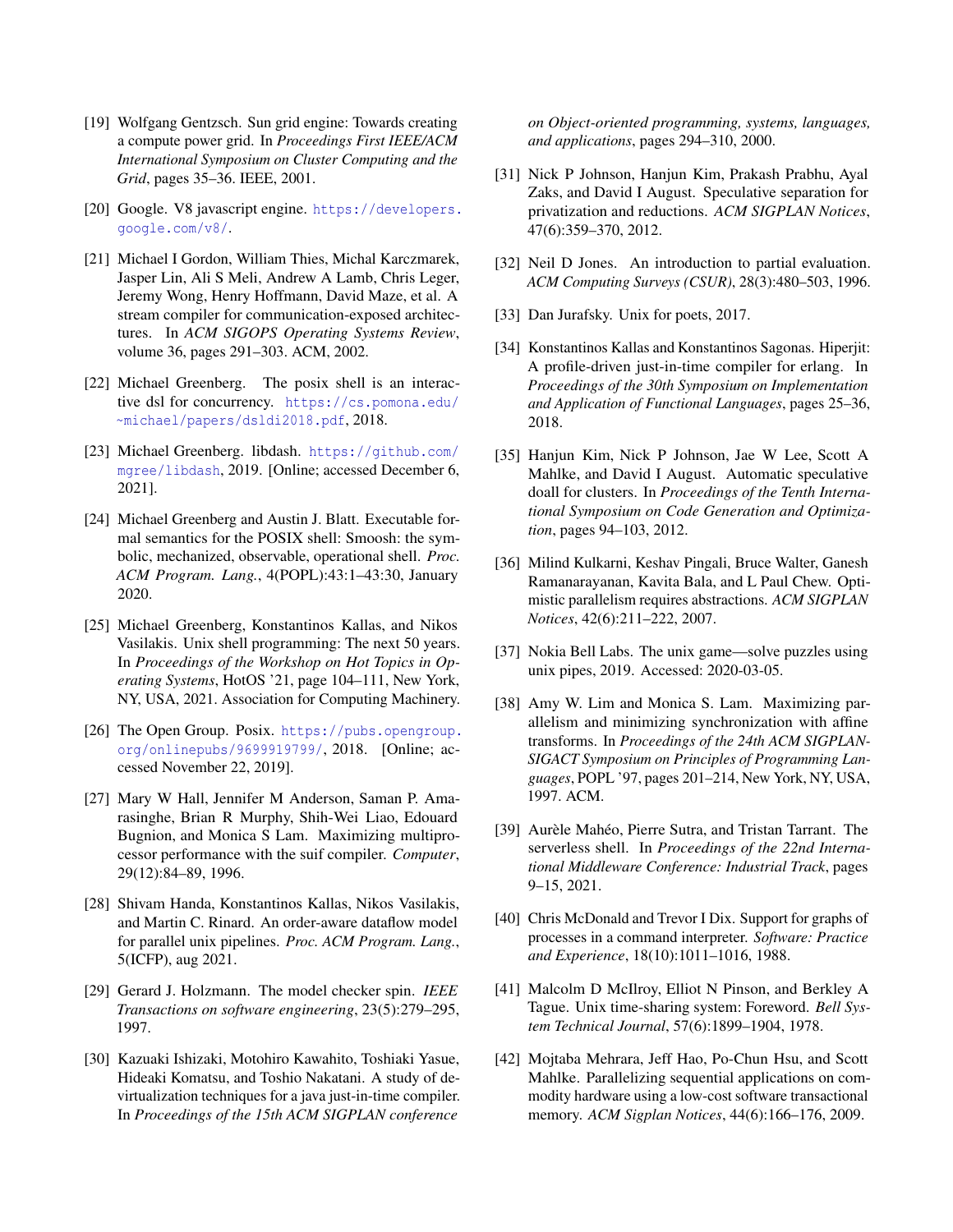[19] Wolfgang Gentzsch. Sun grid engine: Towards creating a compute power grid. In *Proceedings First IEEE/ACM International Symposium on Cluster Computing and the Grid*, pages 35–36. IEEE, 2001.

[20] Google. V8 javascript engine. https://developers.google.com/v8/.

[21] Michael I Gordon, William Thies, Michal Karczmarek, Jasper Lin, Ali S Meli, Andrew A Lamb, Chris Leger, Jeremy Wong, Henry Hoffmann, David Maze, et al. A stream compiler for communication-exposed architectures. In *ACM SIGOPS Operating Systems Review*, volume 36, pages 291–303. ACM, 2002.

[22] Michael Greenberg. The posix shell is an interactive dsl for concurrency. https://cs.pomona.edu/~michael/papers/dsldi2018.pdf, 2018.

[23] Michael Greenberg. libdash. https://github.com/mgree/libdash, 2019. [Online; accessed December 6, 2021].

[24] Michael Greenberg and Austin J. Blatt. Executable formal semantics for the POSIX shell: Smoosh: the symbolic, mechanized, observable, operational shell. *Proc. ACM Program. Lang.*, 4(POPL):43:1–43:30, January 2020.

[25] Michael Greenberg, Konstantinos Kallas, and Nikos Vasilakis. Unix shell programming: The next 50 years. In *Proceedings of the Workshop on Hot Topics in Operating Systems*, HotOS '21, page 104–111, New York, NY, USA, 2021. Association for Computing Machinery.

[26] The Open Group. Posix. https://pubs.opengroup.org/onlinepubs/9699919799/, 2018. [Online; accessed November 22, 2019].

[27] Mary W Hall, Jennifer M Anderson, Saman P. Amarasinghe, Brian R Murphy, Shih-Wei Liao, Edouard Bugnion, and Monica S Lam. Maximizing multiprocessor performance with the suif compiler. *Computer*, 29(12):84–89, 1996.

[28] Shivam Handa, Konstantinos Kallas, Nikos Vasilakis, and Martin C. Rinard. An order-aware dataflow model for parallel unix pipelines. *Proc. ACM Program. Lang.*, 5(ICFP), aug 2021.

[29] Gerard J. Holzmann. The model checker spin. *IEEE Transactions on software engineering*, 23(5):279–295, 1997.

[30] Kazuaki Ishizaki, Motohiro Kawahito, Toshiaki Yasue, Hideaki Komatsu, and Toshio Nakatani. A study of devirtualization techniques for a java just-in-time compiler. In *Proceedings of the 15th ACM SIGPLAN conference on Object-oriented programming, systems, languages, and applications*, pages 294–310, 2000.

[31] Nick P Johnson, Hanjun Kim, Prakash Prabhu, Ayal Zaks, and David I August. Speculative separation for privatization and reductions. *ACM SIGPLAN Notices*, 47(6):359–370, 2012.

[32] Neil D Jones. An introduction to partial evaluation. *ACM Computing Surveys (CSUR)*, 28(3):480–503, 1996.

[33] Dan Jurafsky. Unix for poets, 2017.

[34] Konstantinos Kallas and Konstantinos Sagonas. Hiperjit: A profile-driven just-in-time compiler for erlang. In *Proceedings of the 30th Symposium on Implementation and Application of Functional Languages*, pages 25–36, 2018.

[35] Hanjun Kim, Nick P Johnson, Jae W Lee, Scott A Mahlke, and David I August. Automatic speculative doall for clusters. In *Proceedings of the Tenth International Symposium on Code Generation and Optimization*, pages 94–103, 2012.

[36] Milind Kulkarni, Keshav Pingali, Bruce Walter, Ganesh Ramanarayanan, Kavita Bala, and L Paul Chew. Optimistic parallelism requires abstractions. *ACM SIGPLAN Notices*, 42(6):211–222, 2007.

[37] Nokia Bell Labs. The unix game—solve puzzles using unix pipes, 2019. Accessed: 2020-03-05.

[38] Amy W. Lim and Monica S. Lam. Maximizing parallelism and minimizing synchronization with affine transforms. In *Proceedings of the 24th ACM SIGPLAN-SIGACT Symposium on Principles of Programming Languages*, POPL '97, pages 201–214, New York, NY, USA, 1997. ACM.

[39] Aurèle Mahéo, Pierre Sutra, and Tristan Tarrant. The serverless shell. In *Proceedings of the 22nd International Middleware Conference: Industrial Track*, pages 9–15, 2021.

[40] Chris McDonald and Trevor I Dix. Support for graphs of processes in a command interpreter. *Software: Practice and Experience*, 18(10):1011–1016, 1988.

[41] Malcolm D McIlroy, Elliot N Pinson, and Berkley A Tague. Unix time-sharing system: Foreword. *Bell System Technical Journal*, 57(6):1899–1904, 1978.

[42] Mojtaba Mehrara, Jeff Hao, Po-Chun Hsu, and Scott Mahlke. Parallelizing sequential applications on commodity hardware using a low-cost software transactional memory. *ACM Sigplan Notices*, 44(6):166–176, 2009.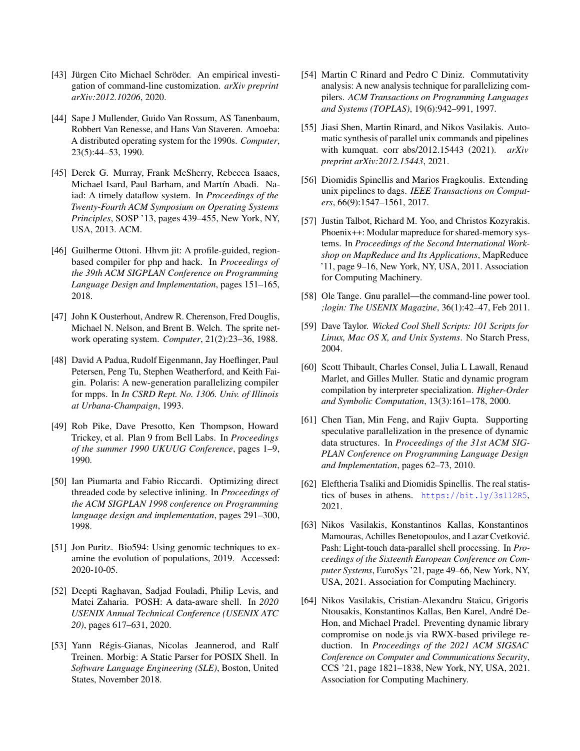[43] Jürgen Cito Michael Schröder. An empirical investigation of command-line customization. *arXiv preprint arXiv:2012.10206*, 2020.

[44] Sape J Mullender, Guido Van Rossum, AS Tanenbaum, Robbert Van Renesse, and Hans Van Staveren. Amoeba: A distributed operating system for the 1990s. *Computer*, 23(5):44–53, 1990.

[45] Derek G. Murray, Frank McSherry, Rebecca Isaacs, Michael Isard, Paul Barham, and Martín Abadi. Naiad: A timely dataflow system. In *Proceedings of the Twenty-Fourth ACM Symposium on Operating Systems Principles*, SOSP '13, pages 439–455, New York, NY, USA, 2013. ACM.

[46] Guilherme Ottoni. Hhvm jit: A profile-guided, region-based compiler for php and hack. In *Proceedings of the 39th ACM SIGPLAN Conference on Programming Language Design and Implementation*, pages 151–165, 2018.

[47] John K Ousterhout, Andrew R. Cherenson, Fred Douglis, Michael N. Nelson, and Brent B. Welch. The sprite network operating system. *Computer*, 21(2):23–36, 1988.

[48] David A Padua, Rudolf Eigenmann, Jay Hoeflinger, Paul Petersen, Peng Tu, Stephen Weatherford, and Keith Faigin. Polaris: A new-generation parallelizing compiler for mpps. In *In CSRD Rept. No. 1306. Univ. of Illinois at Urbana-Champaign*, 1993.

[49] Rob Pike, Dave Presotto, Ken Thompson, Howard Trickey, et al. Plan 9 from Bell Labs. In *Proceedings of the summer 1990 UKUUG Conference*, pages 1–9, 1990.

[50] Ian Piumarta and Fabio Riccardi. Optimizing direct threaded code by selective inlining. In *Proceedings of the ACM SIGPLAN 1998 conference on Programming language design and implementation*, pages 291–300, 1998.

[51] Jon Puritz. Bio594: Using genomic techniques to examine the evolution of populations, 2019. Accessed: 2020-10-05.

[52] Deepti Raghavan, Sadjad Fouladi, Philip Levis, and Matei Zaharia. POSH: A data-aware shell. In *2020 USENIX Annual Technical Conference (USENIX ATC 20)*, pages 617–631, 2020.

[53] Yann Régis-Gianas, Nicolas Jeannerod, and Ralf Treinen. Morbig: A Static Parser for POSIX Shell. In *Software Language Engineering (SLE)*, Boston, United States, November 2018.

[54] Martin C Rinard and Pedro C Diniz. Commutativity analysis: A new analysis technique for parallelizing compilers. *ACM Transactions on Programming Languages and Systems (TOPLAS)*, 19(6):942–991, 1997.

[55] Jiasi Shen, Martin Rinard, and Nikos Vasilakis. Automatic synthesis of parallel unix commands and pipelines with kumquat. corr abs/2012.15443 (2021). *arXiv preprint arXiv:2012.15443*, 2021.

[56] Diomidis Spinellis and Marios Fragkoulis. Extending unix pipelines to dags. *IEEE Transactions on Computers*, 66(9):1547–1561, 2017.

[57] Justin Talbot, Richard M. Yoo, and Christos Kozyrakis. Phoenix++: Modular mapreduce for shared-memory systems. In *Proceedings of the Second International Workshop on MapReduce and Its Applications*, MapReduce '11, page 9–16, New York, NY, USA, 2011. Association for Computing Machinery.

[58] Ole Tange. Gnu parallel—the command-line power tool. *;login: The USENIX Magazine*, 36(1):42–47, Feb 2011.

[59] Dave Taylor. *Wicked Cool Shell Scripts: 101 Scripts for Linux, Mac OS X, and Unix Systems*. No Starch Press, 2004.

[60] Scott Thibault, Charles Consel, Julia L Lawall, Renaud Marlet, and Gilles Muller. Static and dynamic program compilation by interpreter specialization. *Higher-Order and Symbolic Computation*, 13(3):161–178, 2000.

[61] Chen Tian, Min Feng, and Rajiv Gupta. Supporting speculative parallelization in the presence of dynamic data structures. In *Proceedings of the 31st ACM SIGPLAN Conference on Programming Language Design and Implementation*, pages 62–73, 2010.

[62] Eleftheria Tsaliki and Diomidis Spinellis. The real statistics of buses in athens. https://bit.ly/3s1l2R5, 2021.

[63] Nikos Vasilakis, Konstantinos Kallas, Konstantinos Mamouras, Achilles Benetopoulos, and Lazar Cvetković. Pash: Light-touch data-parallel shell processing. In *Proceedings of the Sixteenth European Conference on Computer Systems*, EuroSys '21, page 49–66, New York, NY, USA, 2021. Association for Computing Machinery.

[64] Nikos Vasilakis, Cristian-Alexandru Staicu, Grigoris Ntousakis, Konstantinos Kallas, Ben Karel, André DeHon, and Michael Pradel. Preventing dynamic library compromise on node.js via RWX-based privilege reduction. In *Proceedings of the 2021 ACM SIGSAC Conference on Computer and Communications Security*, CCS '21, page 1821–1838, New York, NY, USA, 2021. Association for Computing Machinery.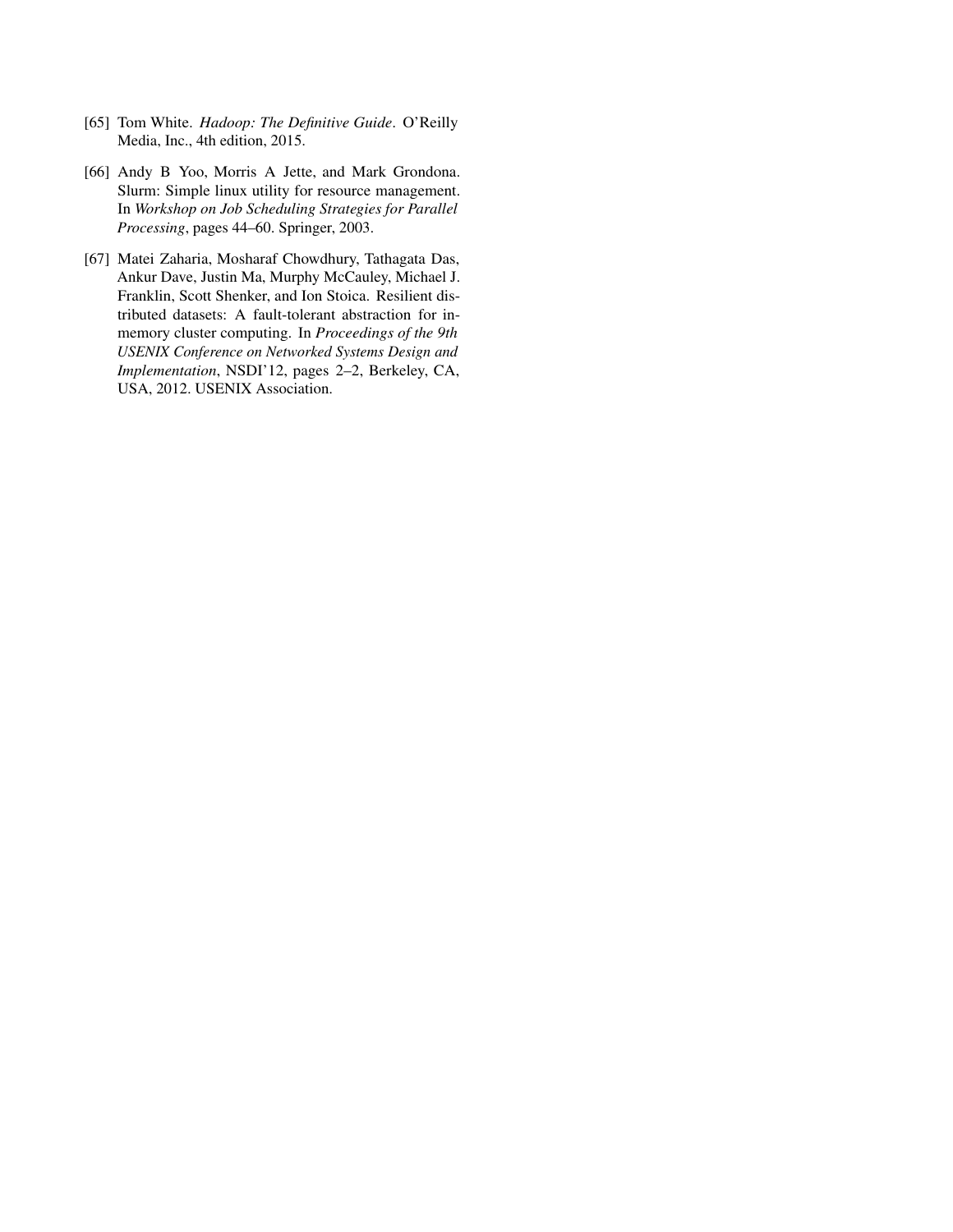[65] Tom White. *Hadoop: The Definitive Guide*. O'Reilly Media, Inc., 4th edition, 2015.

[66] Andy B Yoo, Morris A Jette, and Mark Grondona. Slurm: Simple linux utility for resource management. In *Workshop on Job Scheduling Strategies for Parallel Processing*, pages 44–60. Springer, 2003.

[67] Matei Zaharia, Mosharaf Chowdhury, Tathagata Das, Ankur Dave, Justin Ma, Murphy McCauley, Michael J. Franklin, Scott Shenker, and Ion Stoica. Resilient distributed datasets: A fault-tolerant abstraction for inmemory cluster computing. In *Proceedings of the 9th USENIX Conference on Networked Systems Design and Implementation*, NSDI'12, pages 2–2, Berkeley, CA, USA, 2012. USENIX Association.